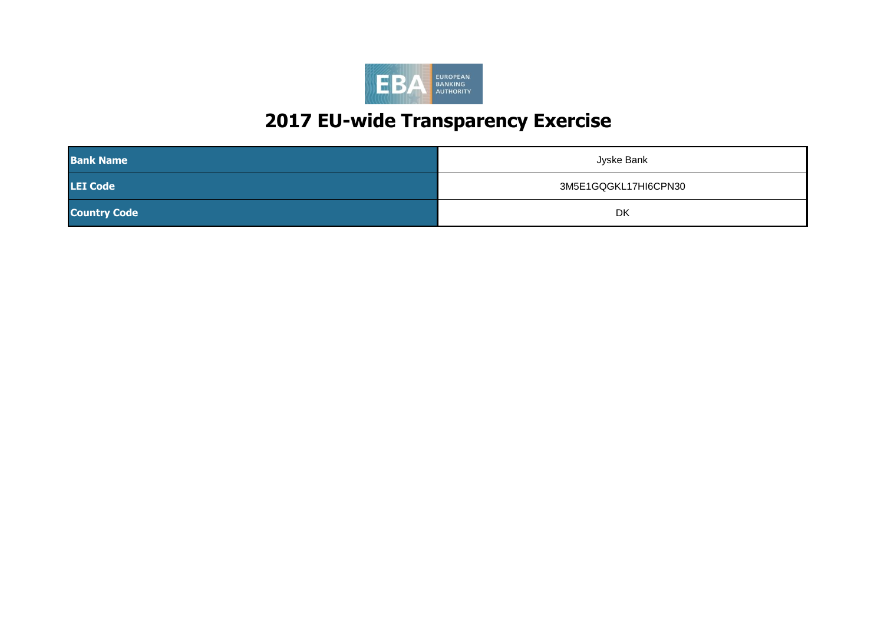# 2017 EU-wide Transparency Exercise

| | |
|---|---|
| **Bank Name** | Jyske Bank |
| **LEI Code** | 3M5E1GQGKL17HI6CPN30 |
| **Country Code** | DK |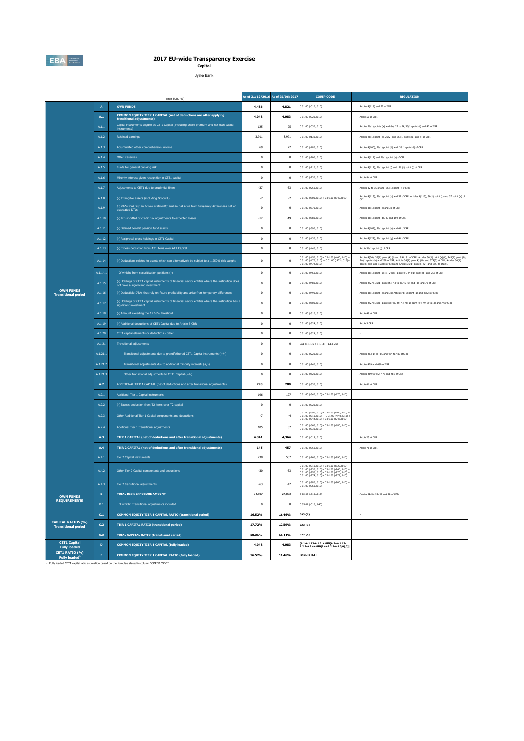# 2017 EU-wide Transparency Exercise

## Capital

Jyske Bank

| | | (mln EUR, %) | As of 31/12/2016 | As of 30/06/2017 | COREP CODE | REGULATION |
|---|---|---|---|---|---|---|
| OWN FUNDS Transitional period | A | **OWN FUNDS** | **4,486** | **4,821** | C 01.00 (r010,c010) | Articles 4(118) and 72 of CRR |
| | A.1 | **COMMON EQUITY TIER 1 CAPITAL (net of deductions and after applying transitional adjustments)** | **4,048** | **4,083** | C 01.00 (r020,c010) | Article 50 of CRR |
| | A.1.1 | Capital instruments eligible as CET1 Capital (including share premium and net own capital instruments) | 125 | 95 | C 01.00 (r030,c010) | Articles 26(1) points (a) and (b), 27 to 29, 36(1) point (f) and 42 of CRR |
| | A.1.2 | Retained earnings | 3,911 | 3,971 | C 01.00 (r130,c010) | Articles 26(1) point (c), 26(2) and 36 (1) points (a) and (l) of CRR |
| | A.1.3 | Accumulated other comprehensive income | 69 | 72 | C 01.00 (r180,c010) | Articles 4(100), 26(1) point (d) and 36 (1) point (l) of CRR |
| | A.1.4 | Other Reserves | 0 | 0 | C 01.00 (r200,c010) | Articles 4(117) and 26(1) point (e) of CRR |
| | A.1.5 | Funds for general banking risk | 0 | 0 | C 01.00 (r210,c010) | Articles 4(112), 26(1) point (f) and 36 (1) point (l) of CRR |
| | A.1.6 | Minority interest given recognition in CET1 capital | 0 | 0 | C 01.00 (r230,c010) | Article 84 of CRR |
| | A.1.7 | Adjustments to CET1 due to prudential filters | -37 | -33 | C 01.00 (r250,c010) | Articles 32 to 35 of and 36 (1) point (l) of CRR |
| | A.1.8 | (-) Intangible assets (including Goodwill) | -7 | -2 | C 01.00 (r300,c010) + C 01.00 (r340,c010) | Articles 4(113), 36(1) point (b) and 37 of CRR. Articles 4(115), 36(1) point (b) and 37 point (a) of CCR |
| | A.1.9 | (-) DTAs that rely on future profitability and do not arise from temporary differences net of associated DTLs | 0 | 0 | C 01.00 (r370,c010) | Articles 36(1) point (c) and 38 of CRR |
| | A.1.10 | (-) IRB shortfall of credit risk adjustments to expected losses | -12 | -19 | C 01.00 (r380,c010) | Articles 36(1) point (d), 40 and 159 of CRR |
| | A.1.11 | (-) Defined benefit pension fund assets | 0 | 0 | C 01.00 (r390,c010) | Articles 4(109), 36(1) point (e) and 41 of CRR |
| | A.1.12 | (-) Reciprocal cross holdings in CET1 Capital | 0 | 0 | C 01.00 (r430,c010) | Articles 4(122), 36(1) point (g) and 44 of CRR |
| | A.1.13 | (-) Excess deduction from AT1 items over AT1 Capital | 0 | 0 | C 01.00 (r440,c010) | Article 36(1) point (j) of CRR |
| | A.1.14 | (-) Deductions related to assets which can alternatively be subject to a 1.250% risk weight | 0 | 0 | C 01.00 (r450,c010) + C 01.00 (r460,c010) + C 01.00 (r470,c010) + C 01.00 (r471,c010)+ C 01.00 (r472,c010) | Articles 4(36), 36(1) point (k) (i) and 89 to 91 of CRR; Articles 36(1) point (k) (ii), 243(1) point (b), 244(1) point (b) and 258 of CRR; Articles 36(1) point k) (iii) and 379(3) of CRR; Articles 36(1) point k) (iv) and 153(8) of CRR and Articles 36(1) point k) (v) and 155(4) of CRR. |
| | A.1.14.1 | Of which: from securitisation positions (-) | 0 | 0 | C 01.00 (r460,c010) | Articles 36(1) point (k) (ii), 243(1) point (b), 244(1) point (b) and 258 of CRR |
| | A.1.15 | (-) Holdings of CET1 capital instruments of financial sector entities where the institution does not have a significant investment | 0 | 0 | C 01.00 (r480,c010) | Articles 4(27), 36(1) point (h); 43 to 46, 49 (2) and (3) and 79 of CRR |
| | A.1.16 | (-) Deductible DTAs that rely on future profitability and arise from temporary differences | 0 | 0 | C 01.00 (r490,c010) | Articles 36(1) point (c) and 38; Articles 48(1) point (a) and 48(2) of CRR |
| | A.1.17 | (-) Holdings of CET1 capital instruments of financial sector entities where the institution has a significant investment | 0 | 0 | C 01.00 (r500,c010) | Articles 4(27); 36(1) point (i); 43, 45; 47; 48(1) point (b); 49(1) to (3) and 79 of CRR |
| | A.1.18 | (-) Amount exceding the 17.65% threshold | 0 | 0 | C 01.00 (r510,c010) | Article 48 of CRR |
| | A.1.19 | (-) Additional deductions of CET1 Capital due to Article 3 CRR | 0 | 0 | C 01.00 (r524,c010) | Article 3 CRR |
| | A.1.20 | CET1 capital elements or deductions - other | 0 | 0 | C 01.00 (r529,c010) | - |
| | A.1.21 | Transitional adjustments | 0 | 0 | CA1 {1.1.1.6 + 1.1.1.8 + 1.1.1.26} | - |
| | A.1.21.1 | Transitional adjustments due to grandfathered CET1 Capital instruments (+/-) | 0 | 0 | C 01.00 (r220,c010) | Articles 483(1) to (3), and 484 to 487 of CRR |
| | A.1.21.2 | Transitional adjustments due to additional minority interests (+/-) | 0 | 0 | C 01.00 (r240,c010) | Articles 479 and 480 of CRR |
| | A.1.21.3 | Other transitional adjustments to CET1 Capital (+/-) | 0 | 0 | C 01.00 (r520,c010) | Articles 469 to 472, 478 and 481 of CRR |
| | A.2 | ADDITIONAL TIER 1 CAPITAL (net of deductions and after transitional adjustments) | **293** | **280** | C 01.00 (r530,c010) | Article 61 of CRR |
| | A.2.1 | Additional Tier 1 Capital instruments | 196 | 197 | C 01.00 (r540,c010) + C 01.00 (r670,c010) | |
| | A.2.2 | (-) Excess deduction from T2 items over T2 capital | 0 | 0 | C 01.00 (r720,c010) | |
| | A.2.3 | Other Additional Tier 1 Capital components and deductions | -7 | -4 | C 01.00 (r690,c010) + C 01.00 (r700,c010) + C 01.00 (r710,c010) + C 01.00 (r740,c010) + C 01.00 (r744,c010) + C 01.00 (r748,c010) | |
| | A.2.4 | Additional Tier 1 transitional adjustments | 105 | 87 | C 01.00 (r660,c010) + C 01.00 (r680,c010) + C 01.00 (r730,c010) | |
| | A.3 | **TIER 1 CAPITAL (net of deductions and after transitional adjustments)** | **4,341** | **4,364** | C 01.00 (r015,c010) | Article 25 of CRR |
| | A.4 | **TIER 2 CAPITAL (net of deductions and after transitional adjustments)** | **145** | **457** | C 01.00 (r750,c010) | Article 71 of CRR |
| | A.4.1 | Tier 2 Capital instruments | 238 | 537 | C 01.00 (r760,c010) + C 01.00 (r890,c010) | |
| | A.4.2 | Other Tier 2 Capital components and deductions | -30 | -33 | C 01.00 (r910,c010) + C 01.00 (r920,c010) + C 01.00 (r930,c010) + C 01.00 (r940,c010) + C 01.00 (r950,c010) + C 01.00 (r970,c010) + C 01.00 (r974,c010) + C 01.00 (r978,c010) | |
| | A.4.3 | Tier 2 transitional adjustments | -63 | -47 | C 01.00 (r880,c010) + C 01.00 (r900,c010) + C 01.00 (r960,c010) | |
| OWN FUNDS REQUIREMENTS | B | **TOTAL RISK EXPOSURE AMOUNT** | **24,507** | **24,803** | C 02.00 (r010,c010) | Articles 92(3), 95, 96 and 98 of CRR |
| | B.1 | Of which: Transitional adjustments included | 0 | 0 | C 05.01 (r010;c040) | |
| CAPITAL RATIOS (%) Transitional period | C.1 | **COMMON EQUITY TIER 1 CAPITAL RATIO (transitional period)** | **16.52%** | **16.46%** | CA3 {1} | - |
| | C.2 | **TIER 1 CAPITAL RATIO (transitional period)** | **17.72%** | **17.59%** | CA3 {3} | - |
| | C.3 | **TOTAL CAPITAL RATIO (transitional period)** | **18.31%** | **19.44%** | CA3 {5} | - |
| CET1 Capital Fully loaded | D | **COMMON EQUITY TIER 1 CAPITAL (fully loaded)** | **4,048** | **4,083** | [A.1-A.1.13-A.1.21+MIN(A.2+A.1.13-A.2.2-A.2.4+MIN(A.4+A.2.2-A.4.3,0),0)] | - |
| CET1 RATIO (%) Fully loaded[1] | E | **COMMON EQUITY TIER 1 CAPITAL RATIO (fully loaded)** | **16.52%** | **16.46%** | [D.1]/[B-B.1] | - |

(1) Fully loaded CET1 capital ratio estimation based on the formulae stated in column "COREP CODE"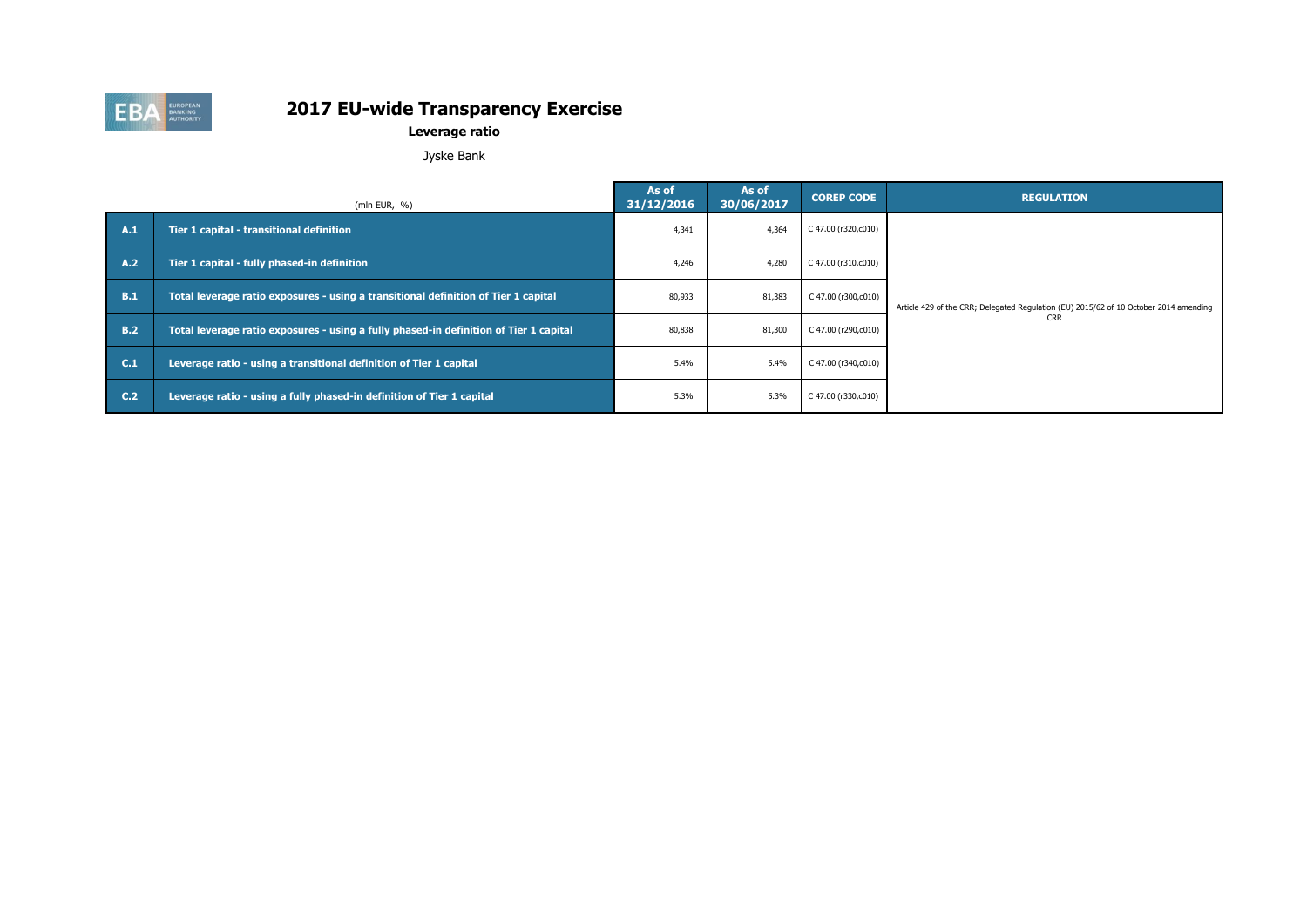# 2017 EU-wide Transparency Exercise

**Leverage ratio**

Jyske Bank

| | (mln EUR, %) | As of 31/12/2016 | As of 30/06/2017 | COREP CODE | REGULATION |
|---|---|---|---|---|---|
| A.1 | Tier 1 capital - transitional definition | 4,341 | 4,364 | C 47.00 (r320,c010) | Article 429 of the CRR; Delegated Regulation (EU) 2015/62 of 10 October 2014 amending CRR |
| A.2 | Tier 1 capital - fully phased-in definition | 4,246 | 4,280 | C 47.00 (r310,c010) | |
| B.1 | Total leverage ratio exposures - using a transitional definition of Tier 1 capital | 80,933 | 81,383 | C 47.00 (r300,c010) | |
| B.2 | Total leverage ratio exposures - using a fully phased-in definition of Tier 1 capital | 80,838 | 81,300 | C 47.00 (r290,c010) | |
| C.1 | Leverage ratio - using a transitional definition of Tier 1 capital | 5.4% | 5.4% | C 47.00 (r340,c010) | |
| C.2 | Leverage ratio - using a fully phased-in definition of Tier 1 capital | 5.3% | 5.3% | C 47.00 (r330,c010) | |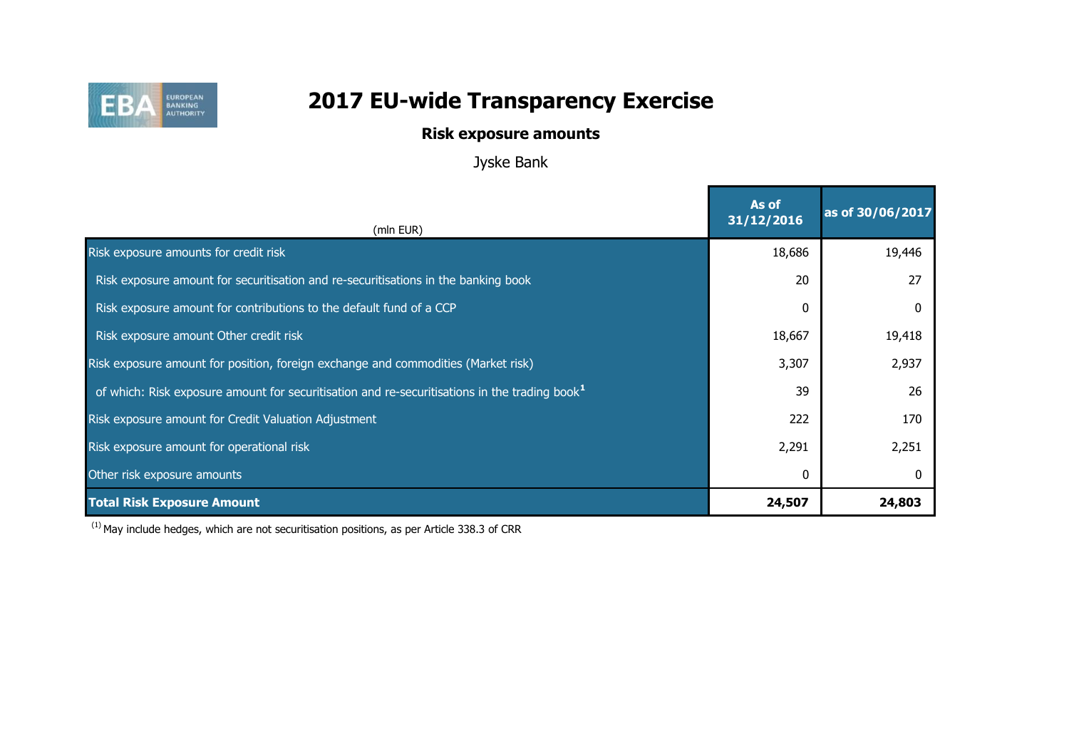# 2017 EU-wide Transparency Exercise

## Risk exposure amounts

Jyske Bank

| (mln EUR) | As of 31/12/2016 | as of 30/06/2017 |
|---|---|---|
| Risk exposure amounts for credit risk | 18,686 | 19,446 |
| Risk exposure amount for securitisation and re-securitisations in the banking book | 20 | 27 |
| Risk exposure amount for contributions to the default fund of a CCP | 0 | 0 |
| Risk exposure amount Other credit risk | 18,667 | 19,418 |
| Risk exposure amount for position, foreign exchange and commodities (Market risk) | 3,307 | 2,937 |
| of which: Risk exposure amount for securitisation and re-securitisations in the trading book[1] | 39 | 26 |
| Risk exposure amount for Credit Valuation Adjustment | 222 | 170 |
| Risk exposure amount for operational risk | 2,291 | 2,251 |
| Other risk exposure amounts | 0 | 0 |
| **Total Risk Exposure Amount** | **24,507** | **24,803** |

[1] May include hedges, which are not securitisation positions, as per Article 338.3 of CRR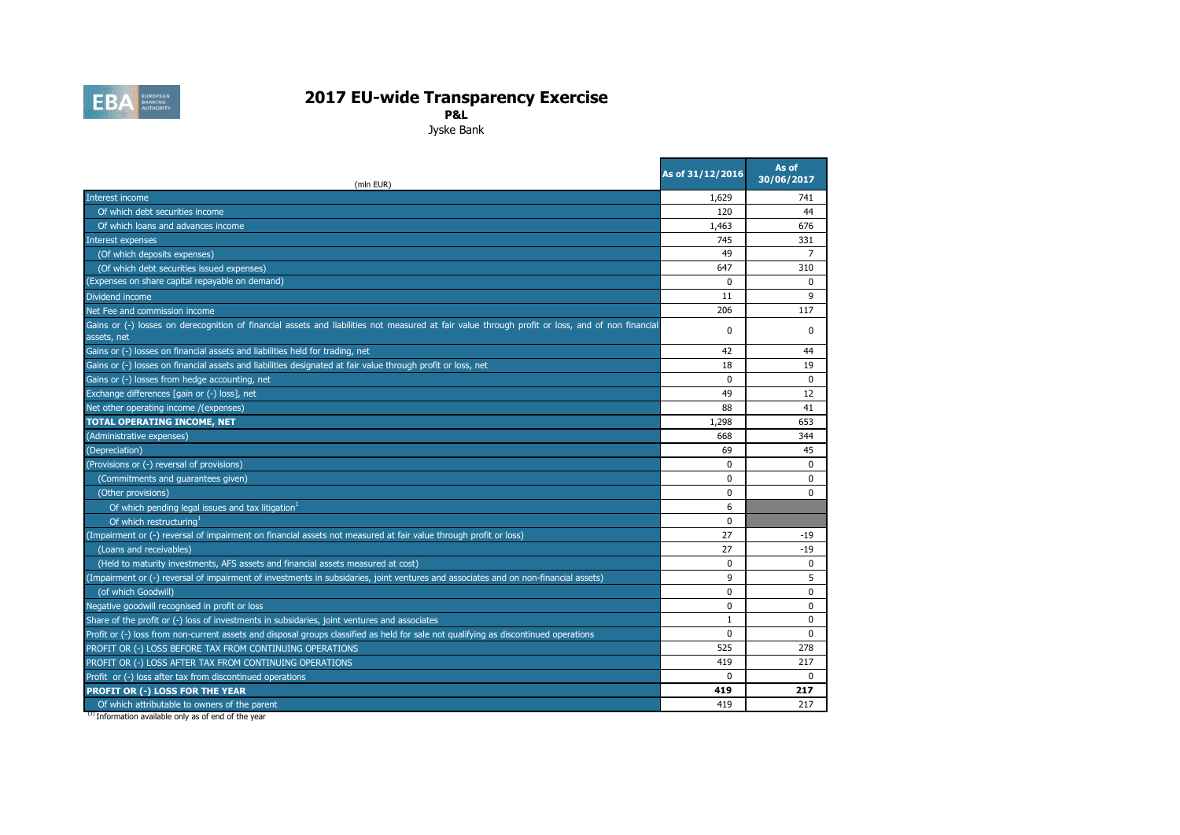# 2017 EU-wide Transparency Exercise

**P&L**

Jyske Bank

| (mln EUR) | As of 31/12/2016 | As of 30/06/2017 |
|---|---|---|
| Interest income | 1,629 | 741 |
| Of which debt securities income | 120 | 44 |
| Of which loans and advances income | 1,463 | 676 |
| Interest expenses | 745 | 331 |
| (Of which deposits expenses) | 49 | 7 |
| (Of which debt securities issued expenses) | 647 | 310 |
| (Expenses on share capital repayable on demand) | 0 | 0 |
| Dividend income | 11 | 9 |
| Net Fee and commission income | 206 | 117 |
| Gains or (-) losses on derecognition of financial assets and liabilities not measured at fair value through profit or loss, and of non financial assets, net | 0 | 0 |
| Gains or (-) losses on financial assets and liabilities held for trading, net | 42 | 44 |
| Gains or (-) losses on financial assets and liabilities designated at fair value through profit or loss, net | 18 | 19 |
| Gains or (-) losses from hedge accounting, net | 0 | 0 |
| Exchange differences [gain or (-) loss], net | 49 | 12 |
| Net other operating income /(expenses) | 88 | 41 |
| **TOTAL OPERATING INCOME, NET** | 1,298 | 653 |
| (Administrative expenses) | 668 | 344 |
| (Depreciation) | 69 | 45 |
| (Provisions or (-) reversal of provisions) | 0 | 0 |
| (Commitments and guarantees given) | 0 | 0 |
| (Other provisions) | 0 | 0 |
| Of which pending legal issues and tax litigation[1] | 6 | |
| Of which restructuring[1] | 0 | |
| (Impairment or (-) reversal of impairment on financial assets not measured at fair value through profit or loss) | 27 | -19 |
| (Loans and receivables) | 27 | -19 |
| (Held to maturity investments, AFS assets and financial assets measured at cost) | 0 | 0 |
| (Impairment or (-) reversal of impairment of investments in subsidaries, joint ventures and associates and on non-financial assets) | 9 | 5 |
| (of which Goodwill) | 0 | 0 |
| Negative goodwill recognised in profit or loss | 0 | 0 |
| Share of the profit or (-) loss of investments in subsidaries, joint ventures and associates | 1 | 0 |
| Profit or (-) loss from non-current assets and disposal groups classified as held for sale not qualifying as discontinued operations | 0 | 0 |
| PROFIT OR (-) LOSS BEFORE TAX FROM CONTINUING OPERATIONS | 525 | 278 |
| PROFIT OR (-) LOSS AFTER TAX FROM CONTINUING OPERATIONS | 419 | 217 |
| Profit or (-) loss after tax from discontinued operations | 0 | 0 |
| **PROFIT OR (-) LOSS FOR THE YEAR** | **419** | **217** |
| Of which attributable to owners of the parent | 419 | 217 |

[1] Information available only as of end of the year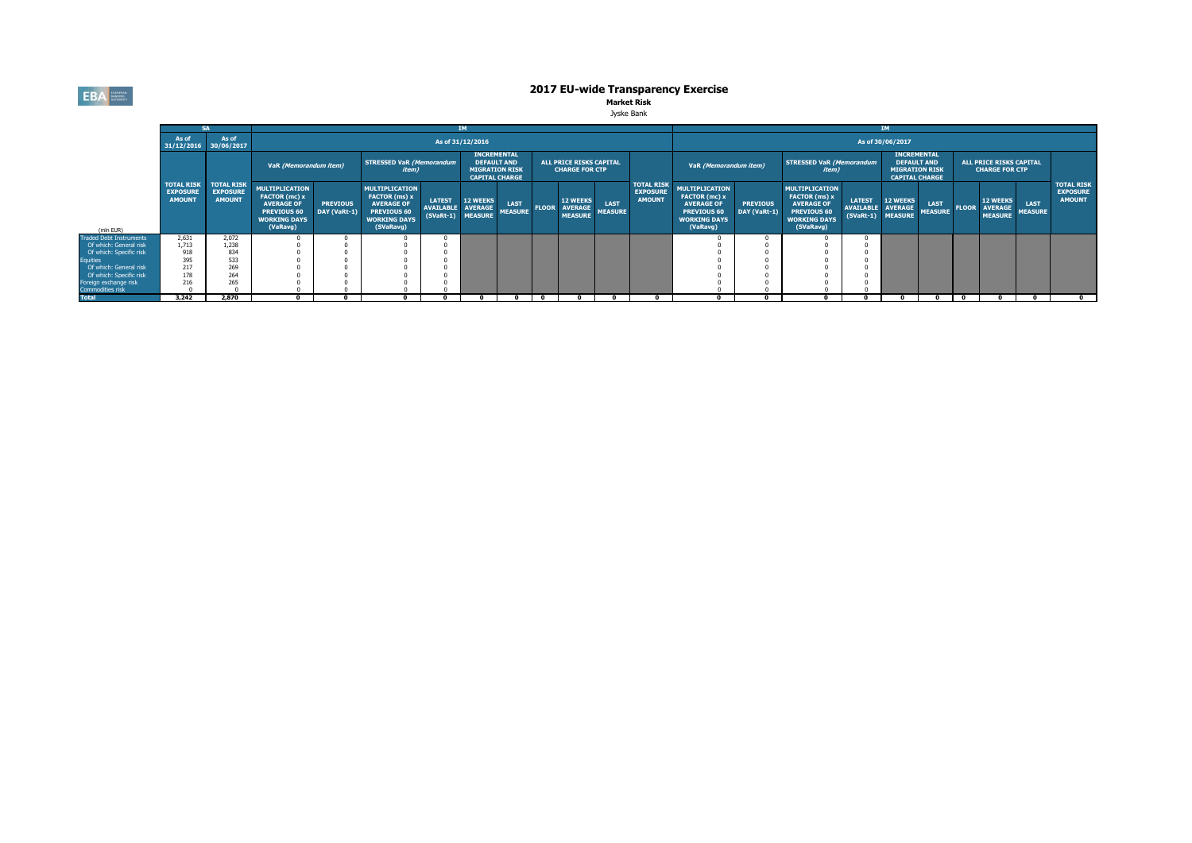# 2017 EU-wide Transparency Exercise

**Market Risk**

Jyske Bank

| (mln EUR) | SA | | IM | | | | | | | | | | | | IM | | | | | | | | | | | |
|---|---|---|---|---|---|---|---|---|---|---|---|---|---|---|---|---|---|---|---|---|---|---|---|---|---|---|
| | As of 31/12/2016 | As of 30/06/2017 | As of 31/12/2016 | | | | | | | | | | | | As of 30/06/2017 | | | | | | | | | | | |
| | | | VaR *(Memorandum item)* | | STRESSED VaR *(Memorandum item)* | | INCREMENTAL DEFAULT AND MIGRATION RISK CAPITAL CHARGE | | ALL PRICE RISKS CAPITAL CHARGE FOR CTP | | | | | | VaR *(Memorandum item)* | | STRESSED VaR *(Memorandum item)* | | INCREMENTAL DEFAULT AND MIGRATION RISK CAPITAL CHARGE | | ALL PRICE RISKS CAPITAL CHARGE FOR CTP | | | | | |
| | TOTAL RISK EXPOSURE AMOUNT | TOTAL RISK EXPOSURE AMOUNT | MULTIPLICATION FACTOR (mc) x AVERAGE OF PREVIOUS 60 WORKING DAYS (VaRavg) | PREVIOUS DAY (VaRt-1) | MULTIPLICATION FACTOR (ms) x AVERAGE OF PREVIOUS 60 WORKING DAYS (SVaRavg) | LATEST AVAILABLE (SVaRt-1) | 12 WEEKS AVERAGE MEASURE | LAST MEASURE | FLOOR | 12 WEEKS AVERAGE MEASURE | LAST MEASURE | TOTAL RISK EXPOSURE AMOUNT | | | MULTIPLICATION FACTOR (mc) x AVERAGE OF PREVIOUS 60 WORKING DAYS (VaRavg) | PREVIOUS DAY (VaRt-1) | MULTIPLICATION FACTOR (ms) x AVERAGE OF PREVIOUS 60 WORKING DAYS (SVaRavg) | LATEST AVAILABLE (SVaRt-1) | 12 WEEKS AVERAGE MEASURE | LAST MEASURE | FLOOR | 12 WEEKS AVERAGE MEASURE | LAST MEASURE | TOTAL RISK EXPOSURE AMOUNT | | |
| Traded Debt Instruments | 2,631 | 2,072 | 0 | 0 | 0 | 0 | | | | | | | | | 0 | 0 | 0 | 0 | | | | | | | | |
| Of which: General risk | 1,713 | 1,238 | 0 | 0 | 0 | 0 | | | | | | | | | 0 | 0 | 0 | 0 | | | | | | | | |
| Of which: Specific risk | 918 | 834 | 0 | 0 | 0 | 0 | | | | | | | | | 0 | 0 | 0 | 0 | | | | | | | | |
| Equities | 395 | 533 | 0 | 0 | 0 | 0 | | | | | | | | | 0 | 0 | 0 | 0 | | | | | | | | |
| Of which: General risk | 217 | 269 | 0 | 0 | 0 | 0 | | | | | | | | | 0 | 0 | 0 | 0 | | | | | | | | |
| Of which: Specific risk | 178 | 264 | 0 | 0 | 0 | 0 | | | | | | | | | 0 | 0 | 0 | 0 | | | | | | | | |
| Foreign exchange risk | 216 | 265 | 0 | 0 | 0 | 0 | | | | | | | | | 0 | 0 | 0 | 0 | | | | | | | | |
| Commodities risk | 0 | 0 | 0 | 0 | 0 | 0 | | | | | | | | | 0 | 0 | 0 | 0 | | | | | | | | |
| **Total** | **3,242** | **2,870** | **0** | **0** | **0** | **0** | **0** | **0** | **0** | **0** | **0** | **0** | | | **0** | **0** | **0** | **0** | **0** | **0** | **0** | **0** | **0** | **0** | | |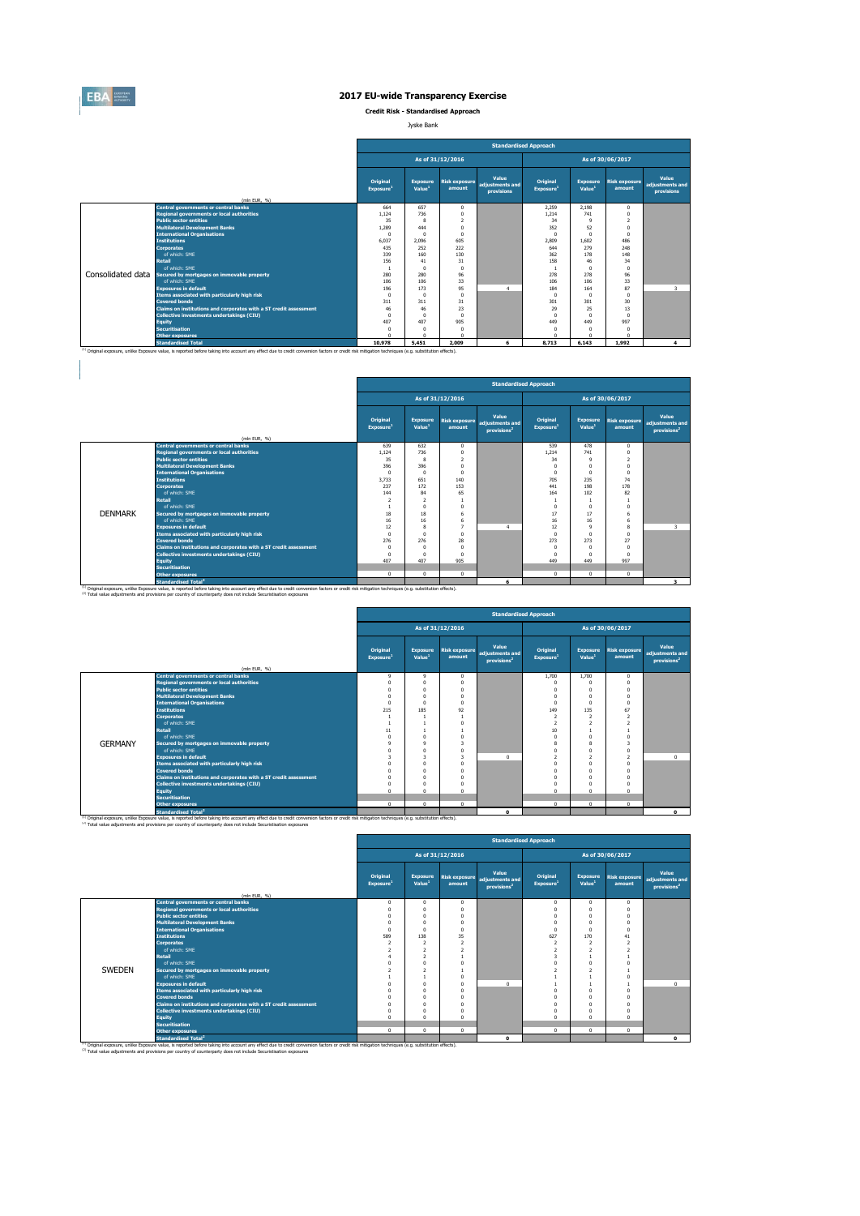# 2017 EU-wide Transparency Exercise

**Credit Risk - Standardised Approach**

Jyske Bank

| | (mln EUR, %) | Standardised Approach | | | | | | | |
|---|---|---|---|---|---|---|---|---|---|
| | | As of 31/12/2016 | | | | As of 30/06/2017 | | | |
| | | Original Exposure[1] | Exposure Value[1] | Risk exposure amount | Value adjustments and provisions | Original Exposure[1] | Exposure Value[1] | Risk exposure amount | Value adjustments and provisions |
| Consolidated data | Central governments or central banks | 664 | 657 | 0 | | 2,259 | 2,198 | 0 | |
| | Regional governments or local authorities | 1,124 | 736 | 0 | | 1,214 | 741 | 0 | |
| | Public sector entities | 35 | 8 | 2 | | 34 | 9 | 2 | |
| | Multilateral Development Banks | 1,289 | 444 | 0 | | 352 | 52 | 0 | |
| | International Organisations | 0 | 0 | 0 | | 0 | 0 | 0 | |
| | Institutions | 6,037 | 2,096 | 605 | | 2,809 | 1,602 | 486 | |
| | Corporates | 435 | 252 | 222 | | 644 | 279 | 248 | |
| | of which: SME | 339 | 160 | 130 | | 362 | 178 | 148 | |
| | Retail | 156 | 41 | 31 | | 158 | 46 | 34 | |
| | of which: SME | 1 | 0 | 0 | | 1 | 0 | 0 | |
| | Secured by mortgages on immovable property | 280 | 280 | 96 | | 278 | 278 | 96 | |
| | of which: SME | 106 | 106 | 33 | | 106 | 106 | 33 | |
| | Exposures in default | 196 | 173 | 95 | 4 | 184 | 164 | 87 | 3 |
| | Items associated with particularly high risk | 0 | 0 | 0 | | 0 | 0 | 0 | |
| | Covered bonds | 311 | 311 | 31 | | 301 | 301 | 30 | |
| | Claims on institutions and corporates with a ST credit assessment | 46 | 46 | 23 | | 29 | 25 | 13 | |
| | Collective investments undertakings (CIU) | 0 | 0 | 0 | | 0 | 0 | 0 | |
| | Equity | 407 | 407 | 905 | | 449 | 449 | 997 | |
| | Securitisation | 0 | 0 | 0 | | 0 | 0 | 0 | |
| | Other exposures | 0 | 0 | 0 | | 0 | 0 | 0 | |
| | Standardised Total | 10,978 | 5,451 | 2,009 | 6 | 8,713 | 6,143 | 1,992 | 4 |

[1] Original exposure, unlike Exposure value, is reported before taking into account any effect due to credit conversion factors or credit risk mitigation techniques (e.g. substitution effects).

| | (mln EUR, %) | Standardised Approach | | | | | | | |
|---|---|---|---|---|---|---|---|---|---|
| | | As of 31/12/2016 | | | | As of 30/06/2017 | | | |
| | | Original Exposure[1] | Exposure Value[1] | Risk exposure amount | Value adjustments and provisions[2] | Original Exposure[1] | Exposure Value[1] | Risk exposure amount | Value adjustments and provisions[2] |
| DENMARK | Central governments or central banks | 639 | 632 | 0 | | 539 | 478 | 0 | |
| | Regional governments or local authorities | 1,124 | 736 | 0 | | 1,214 | 741 | 0 | |
| | Public sector entities | 35 | 8 | 2 | | 34 | 9 | 2 | |
| | Multilateral Development Banks | 396 | 396 | 0 | | 0 | 0 | 0 | |
| | International Organisations | 0 | 0 | 0 | | 0 | 0 | 0 | |
| | Institutions | 3,733 | 651 | 140 | | 705 | 235 | 74 | |
| | Corporates | 237 | 172 | 153 | | 441 | 198 | 178 | |
| | of which: SME | 144 | 84 | 65 | | 164 | 102 | 82 | |
| | Retail | 2 | 2 | 1 | | 1 | 1 | 1 | |
| | of which: SME | 1 | 0 | 0 | | 0 | 0 | 0 | |
| | Secured by mortgages on immovable property | 18 | 18 | 6 | | 17 | 17 | 6 | |
| | of which: SME | 16 | 16 | 6 | | 16 | 16 | 6 | |
| | Exposures in default | 12 | 8 | 7 | 4 | 12 | 9 | 8 | 3 |
| | Items associated with particularly high risk | 0 | 0 | 0 | | 0 | 0 | 0 | |
| | Covered bonds | 276 | 276 | 28 | | 273 | 273 | 27 | |
| | Claims on institutions and corporates with a ST credit assessment | 0 | 0 | 0 | | 0 | 0 | 0 | |
| | Collective investments undertakings (CIU) | 0 | 0 | 0 | | 0 | 0 | 0 | |
| | Equity | 407 | 407 | 905 | | 449 | 449 | 997 | |
| | Securitisation | | | | | | | | |
| | Other exposures | 0 | 0 | 0 | | 0 | 0 | 0 | |
| | Standardised Total[2] | | | | 6 | | | | 3 |

[1] Original exposure, unlike Exposure value, is reported before taking into account any effect due to credit conversion factors or credit risk mitigation techniques (e.g. substitution effects).
[2] Total value adjustments and provisions per country of counterparty does not include Securitisation exposures

| | (mln EUR, %) | Standardised Approach | | | | | | | |
|---|---|---|---|---|---|---|---|---|---|
| | | As of 31/12/2016 | | | | As of 30/06/2017 | | | |
| | | Original Exposure[1] | Exposure Value[1] | Risk exposure amount | Value adjustments and provisions[2] | Original Exposure[1] | Exposure Value[1] | Risk exposure amount | Value adjustments and provisions[2] |
| GERMANY | Central governments or central banks | 9 | 9 | 0 | | 1,700 | 1,700 | 0 | |
| | Regional governments or local authorities | 0 | 0 | 0 | | 0 | 0 | 0 | |
| | Public sector entities | 0 | 0 | 0 | | 0 | 0 | 0 | |
| | Multilateral Development Banks | 0 | 0 | 0 | | 0 | 0 | 0 | |
| | International Organisations | 0 | 0 | 0 | | 0 | 0 | 0 | |
| | Institutions | 215 | 185 | 92 | | 149 | 135 | 67 | |
| | Corporates | 1 | 1 | 1 | | 2 | 2 | 2 | |
| | of which: SME | 1 | 1 | 0 | | 2 | 2 | 2 | |
| | Retail | 11 | 1 | 1 | | 10 | 1 | 1 | |
| | of which: SME | 0 | 0 | 0 | | 0 | 0 | 0 | |
| | Secured by mortgages on immovable property | 9 | 9 | 3 | | 8 | 8 | 3 | |
| | of which: SME | 0 | 0 | 0 | | 0 | 0 | 0 | |
| | Exposures in default | 3 | 3 | 3 | 0 | 2 | 2 | 2 | 0 |
| | Items associated with particularly high risk | 0 | 0 | 0 | | 0 | 0 | 0 | |
| | Covered bonds | 0 | 0 | 0 | | 0 | 0 | 0 | |
| | Claims on institutions and corporates with a ST credit assessment | 0 | 0 | 0 | | 0 | 0 | 0 | |
| | Collective investments undertakings (CIU) | 0 | 0 | 0 | | 0 | 0 | 0 | |
| | Equity | 0 | 0 | 0 | | 0 | 0 | 0 | |
| | Securitisation | | | | | | | | |
| | Other exposures | 0 | 0 | 0 | | 0 | 0 | 0 | |
| | Standardised Total[2] | | | | 0 | | | | 0 |

[1] Original exposure, unlike Exposure value, is reported before taking into account any effect due to credit conversion factors or credit risk mitigation techniques (e.g. substitution effects).
[2] Total value adjustments and provisions per country of counterparty does not include Securitisation exposures

| | (mln EUR, %) | Standardised Approach | | | | | | | |
|---|---|---|---|---|---|---|---|---|---|
| | | As of 31/12/2016 | | | | As of 30/06/2017 | | | |
| | | Original Exposure[1] | Exposure Value[1] | Risk exposure amount | Value adjustments and provisions[2] | Original Exposure[1] | Exposure Value[1] | Risk exposure amount | Value adjustments and provisions[2] |
| SWEDEN | Central governments or central banks | 0 | 0 | 0 | | 0 | 0 | 0 | |
| | Regional governments or local authorities | 0 | 0 | 0 | | 0 | 0 | 0 | |
| | Public sector entities | 0 | 0 | 0 | | 0 | 0 | 0 | |
| | Multilateral Development Banks | 0 | 0 | 0 | | 0 | 0 | 0 | |
| | International Organisations | 0 | 0 | 0 | | 0 | 0 | 0 | |
| | Institutions | 589 | 138 | 35 | | 627 | 170 | 41 | |
| | Corporates | 2 | 2 | 2 | | 2 | 2 | 2 | |
| | of which: SME | 2 | 2 | 2 | | 2 | 2 | 2 | |
| | Retail | 4 | 2 | 1 | | 3 | 1 | 1 | |
| | of which: SME | 0 | 0 | 0 | | 0 | 0 | 0 | |
| | Secured by mortgages on immovable property | 2 | 2 | 1 | | 2 | 2 | 1 | |
| | of which: SME | 1 | 1 | 0 | | 1 | 1 | 0 | |
| | Exposures in default | 0 | 0 | 0 | 0 | 1 | 1 | 1 | 0 |
| | Items associated with particularly high risk | 0 | 0 | 0 | | 0 | 0 | 0 | |
| | Covered bonds | 0 | 0 | 0 | | 0 | 0 | 0 | |
| | Claims on institutions and corporates with a ST credit assessment | 0 | 0 | 0 | | 0 | 0 | 0 | |
| | Collective investments undertakings (CIU) | 0 | 0 | 0 | | 0 | 0 | 0 | |
| | Equity | 0 | 0 | 0 | | 0 | 0 | 0 | |
| | Securitisation | | | | | | | | |
| | Other exposures | 0 | 0 | 0 | | 0 | 0 | 0 | |
| | Standardised Total[2] | | | | 0 | | | | 0 |

[1] Original exposure, unlike Exposure value, is reported before taking into account any effect due to credit conversion factors or credit risk mitigation techniques (e.g. substitution effects).
[2] Total value adjustments and provisions per country of counterparty does not include Securitisation exposures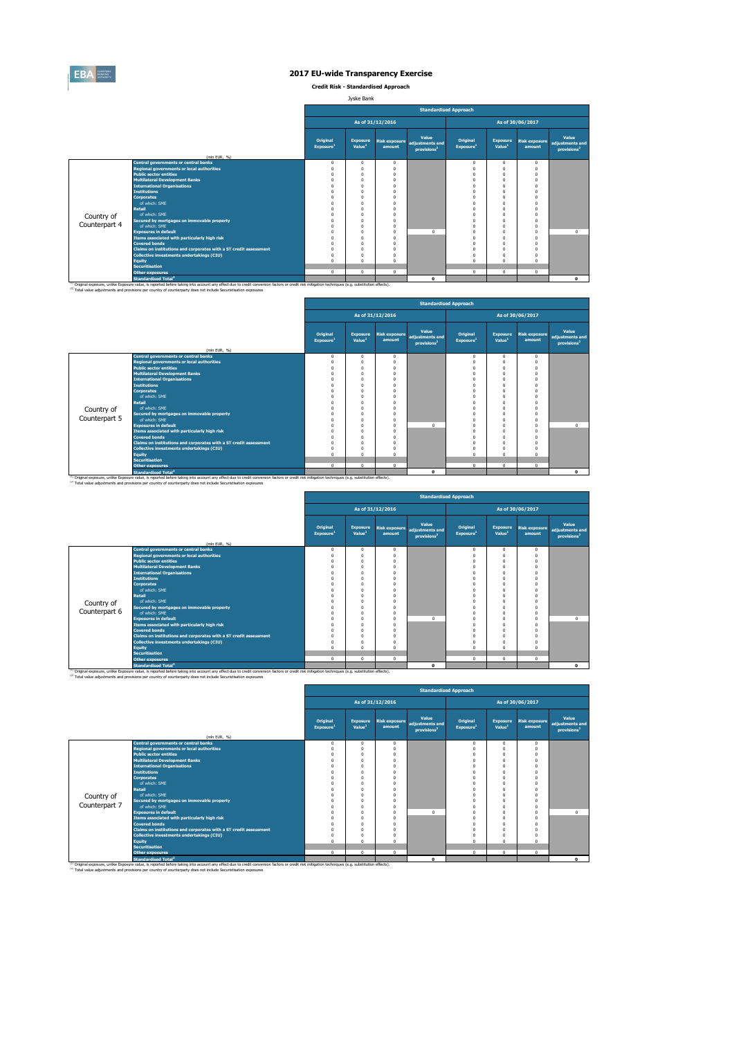# 2017 EU-wide Transparency Exercise

**Credit Risk - Standardised Approach**

Jyske Bank

| | | Standardised Approach | | | | | | | |
|---|---|---|---|---|---|---|---|---|---|
| | | As of 31/12/2016 | | | | As of 30/06/2017 | | | |
| | (mln EUR, %) | Original Exposure[1] | Exposure Value[1] | Risk exposure amount | Value adjustments and provisions[2] | Original Exposure[1] | Exposure Value[1] | Risk exposure amount | Value adjustments and provisions[2] |
| Country of Counterpart 4 | Central governments or central banks | 0 | 0 | 0 | | 0 | 0 | 0 | |
| | Regional governments or local authorities | 0 | 0 | 0 | | 0 | 0 | 0 | |
| | Public sector entities | 0 | 0 | 0 | | 0 | 0 | 0 | |
| | Multilateral Development Banks | 0 | 0 | 0 | | 0 | 0 | 0 | |
| | International Organisations | 0 | 0 | 0 | | 0 | 0 | 0 | |
| | Institutions | 0 | 0 | 0 | | 0 | 0 | 0 | |
| | Corporates | 0 | 0 | 0 | | 0 | 0 | 0 | |
| | of which: SME | 0 | 0 | 0 | | 0 | 0 | 0 | |
| | Retail | 0 | 0 | 0 | | 0 | 0 | 0 | |
| | of which: SME | 0 | 0 | 0 | | 0 | 0 | 0 | |
| | Secured by mortgages on immovable property | 0 | 0 | 0 | | 0 | 0 | 0 | |
| | of which: SME | 0 | 0 | 0 | | 0 | 0 | 0 | |
| | Exposures in default | 0 | 0 | 0 | 0 | 0 | 0 | 0 | 0 |
| | Items associated with particularly high risk | 0 | 0 | 0 | | 0 | 0 | 0 | |
| | Covered bonds | 0 | 0 | 0 | | 0 | 0 | 0 | |
| | Claims on institutions and corporates with a ST credit assessment | 0 | 0 | 0 | | 0 | 0 | 0 | |
| | Collective investments undertakings (CIU) | 0 | 0 | 0 | | 0 | 0 | 0 | |
| | Equity | 0 | 0 | 0 | | 0 | 0 | 0 | |
| | Securitisation | | | | | | | | |
| | Other exposures | 0 | 0 | 0 | | 0 | 0 | 0 | |
| | Standardised Total[2] | | | | 0 | | | | 0 |

[1] Original exposure, unlike Exposure value, is reported before taking into account any effect due to credit conversion factors or credit risk mitigation techniques (e.g. substitution effects).
[2] Total value adjustments and provisions per country of counterparty does not include Securitisation exposures

| | | Standardised Approach | | | | | | | |
|---|---|---|---|---|---|---|---|---|---|
| | | As of 31/12/2016 | | | | As of 30/06/2017 | | | |
| | (mln EUR, %) | Original Exposure[1] | Exposure Value[1] | Risk exposure amount | Value adjustments and provisions[2] | Original Exposure[1] | Exposure Value[1] | Risk exposure amount | Value adjustments and provisions[2] |
| Country of Counterpart 5 | Central governments or central banks | 0 | 0 | 0 | | 0 | 0 | 0 | |
| | Regional governments or local authorities | 0 | 0 | 0 | | 0 | 0 | 0 | |
| | Public sector entities | 0 | 0 | 0 | | 0 | 0 | 0 | |
| | Multilateral Development Banks | 0 | 0 | 0 | | 0 | 0 | 0 | |
| | International Organisations | 0 | 0 | 0 | | 0 | 0 | 0 | |
| | Institutions | 0 | 0 | 0 | | 0 | 0 | 0 | |
| | Corporates | 0 | 0 | 0 | | 0 | 0 | 0 | |
| | of which: SME | 0 | 0 | 0 | | 0 | 0 | 0 | |
| | Retail | 0 | 0 | 0 | | 0 | 0 | 0 | |
| | of which: SME | 0 | 0 | 0 | | 0 | 0 | 0 | |
| | Secured by mortgages on immovable property | 0 | 0 | 0 | | 0 | 0 | 0 | |
| | of which: SME | 0 | 0 | 0 | | 0 | 0 | 0 | |
| | Exposures in default | 0 | 0 | 0 | 0 | 0 | 0 | 0 | 0 |
| | Items associated with particularly high risk | 0 | 0 | 0 | | 0 | 0 | 0 | |
| | Covered bonds | 0 | 0 | 0 | | 0 | 0 | 0 | |
| | Claims on institutions and corporates with a ST credit assessment | 0 | 0 | 0 | | 0 | 0 | 0 | |
| | Collective investments undertakings (CIU) | 0 | 0 | 0 | | 0 | 0 | 0 | |
| | Equity | 0 | 0 | 0 | | 0 | 0 | 0 | |
| | Securitisation | | | | | | | | |
| | Other exposures | 0 | 0 | 0 | | 0 | 0 | 0 | |
| | Standardised Total[2] | | | | 0 | | | | 0 |

[1] Original exposure, unlike Exposure value, is reported before taking into account any effect due to credit conversion factors or credit risk mitigation techniques (e.g. substitution effects).
[2] Total value adjustments and provisions per country of counterparty does not include Securitisation exposures

| | | Standardised Approach | | | | | | | |
|---|---|---|---|---|---|---|---|---|---|
| | | As of 31/12/2016 | | | | As of 30/06/2017 | | | |
| | (mln EUR, %) | Original Exposure[1] | Exposure Value[1] | Risk exposure amount | Value adjustments and provisions[2] | Original Exposure[1] | Exposure Value[1] | Risk exposure amount | Value adjustments and provisions[2] |
| Country of Counterpart 6 | Central governments or central banks | 0 | 0 | 0 | | 0 | 0 | 0 | |
| | Regional governments or local authorities | 0 | 0 | 0 | | 0 | 0 | 0 | |
| | Public sector entities | 0 | 0 | 0 | | 0 | 0 | 0 | |
| | Multilateral Development Banks | 0 | 0 | 0 | | 0 | 0 | 0 | |
| | International Organisations | 0 | 0 | 0 | | 0 | 0 | 0 | |
| | Institutions | 0 | 0 | 0 | | 0 | 0 | 0 | |
| | Corporates | 0 | 0 | 0 | | 0 | 0 | 0 | |
| | of which: SME | 0 | 0 | 0 | | 0 | 0 | 0 | |
| | Retail | 0 | 0 | 0 | | 0 | 0 | 0 | |
| | of which: SME | 0 | 0 | 0 | | 0 | 0 | 0 | |
| | Secured by mortgages on immovable property | 0 | 0 | 0 | | 0 | 0 | 0 | |
| | of which: SME | 0 | 0 | 0 | | 0 | 0 | 0 | |
| | Exposures in default | 0 | 0 | 0 | 0 | 0 | 0 | 0 | 0 |
| | Items associated with particularly high risk | 0 | 0 | 0 | | 0 | 0 | 0 | |
| | Covered bonds | 0 | 0 | 0 | | 0 | 0 | 0 | |
| | Claims on institutions and corporates with a ST credit assessment | 0 | 0 | 0 | | 0 | 0 | 0 | |
| | Collective investments undertakings (CIU) | 0 | 0 | 0 | | 0 | 0 | 0 | |
| | Equity | 0 | 0 | 0 | | 0 | 0 | 0 | |
| | Securitisation | | | | | | | | |
| | Other exposures | 0 | 0 | 0 | | 0 | 0 | 0 | |
| | Standardised Total[2] | | | | 0 | | | | 0 |

[1] Original exposure, unlike Exposure value, is reported before taking into account any effect due to credit conversion factors or credit risk mitigation techniques (e.g. substitution effects).
[2] Total value adjustments and provisions per country of counterparty does not include Securitisation exposures

| | | Standardised Approach | | | | | | | |
|---|---|---|---|---|---|---|---|---|---|
| | | As of 31/12/2016 | | | | As of 30/06/2017 | | | |
| | (mln EUR, %) | Original Exposure[1] | Exposure Value[1] | Risk exposure amount | Value adjustments and provisions[2] | Original Exposure[1] | Exposure Value[1] | Risk exposure amount | Value adjustments and provisions[2] |
| Country of Counterpart 7 | Central governments or central banks | 0 | 0 | 0 | | 0 | 0 | 0 | |
| | Regional governments or local authorities | 0 | 0 | 0 | | 0 | 0 | 0 | |
| | Public sector entities | 0 | 0 | 0 | | 0 | 0 | 0 | |
| | Multilateral Development Banks | 0 | 0 | 0 | | 0 | 0 | 0 | |
| | International Organisations | 0 | 0 | 0 | | 0 | 0 | 0 | |
| | Institutions | 0 | 0 | 0 | | 0 | 0 | 0 | |
| | Corporates | 0 | 0 | 0 | | 0 | 0 | 0 | |
| | of which: SME | 0 | 0 | 0 | | 0 | 0 | 0 | |
| | Retail | 0 | 0 | 0 | | 0 | 0 | 0 | |
| | of which: SME | 0 | 0 | 0 | | 0 | 0 | 0 | |
| | Secured by mortgages on immovable property | 0 | 0 | 0 | | 0 | 0 | 0 | |
| | of which: SME | 0 | 0 | 0 | | 0 | 0 | 0 | |
| | Exposures in default | 0 | 0 | 0 | 0 | 0 | 0 | 0 | 0 |
| | Items associated with particularly high risk | 0 | 0 | 0 | | 0 | 0 | 0 | |
| | Covered bonds | 0 | 0 | 0 | | 0 | 0 | 0 | |
| | Claims on institutions and corporates with a ST credit assessment | 0 | 0 | 0 | | 0 | 0 | 0 | |
| | Collective investments undertakings (CIU) | 0 | 0 | 0 | | 0 | 0 | 0 | |
| | Equity | 0 | 0 | 0 | | 0 | 0 | 0 | |
| | Securitisation | | | | | | | | |
| | Other exposures | 0 | 0 | 0 | | 0 | 0 | 0 | |
| | Standardised Total[2] | | | | 0 | | | | 0 |

[1] Original exposure, unlike Exposure value, is reported before taking into account any effect due to credit conversion factors or credit risk mitigation techniques (e.g. substitution effects).
[2] Total value adjustments and provisions per country of counterparty does not include Securitisation exposures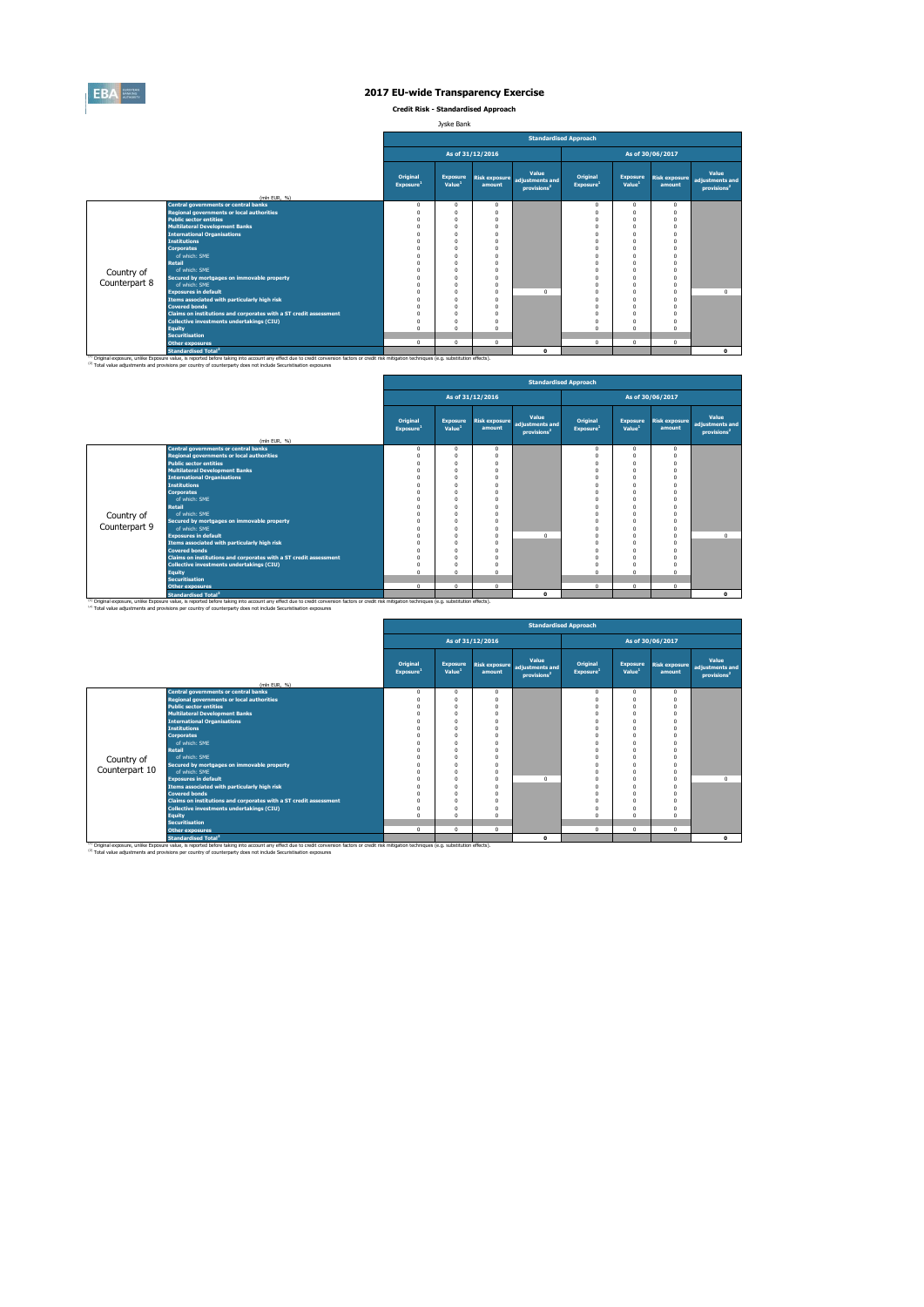# 2017 EU-wide Transparency Exercise

**Credit Risk - Standardised Approach**

Jyske Bank

| | | Standardised Approach | | | | | | | |
|---|---|---|---|---|---|---|---|---|---|
| | | As of 31/12/2016 | | | | As of 30/06/2017 | | | |
| | (mln EUR, %) | Original Exposure[1] | Exposure Value[1] | Risk exposure amount | Value adjustments and provisions[2] | Original Exposure[1] | Exposure Value[1] | Risk exposure amount | Value adjustments and provisions[2] |
| Country of Counterpart 8 | Central governments or central banks | 0 | 0 | 0 | | 0 | 0 | 0 | |
| | Regional governments or local authorities | 0 | 0 | 0 | | 0 | 0 | 0 | |
| | Public sector entities | 0 | 0 | 0 | | 0 | 0 | 0 | |
| | Multilateral Development Banks | 0 | 0 | 0 | | 0 | 0 | 0 | |
| | International Organisations | 0 | 0 | 0 | | 0 | 0 | 0 | |
| | Institutions | 0 | 0 | 0 | | 0 | 0 | 0 | |
| | Corporates | 0 | 0 | 0 | | 0 | 0 | 0 | |
| | of which: SME | 0 | 0 | 0 | | 0 | 0 | 0 | |
| | Retail | 0 | 0 | 0 | | 0 | 0 | 0 | |
| | of which: SME | 0 | 0 | 0 | | 0 | 0 | 0 | |
| | Secured by mortgages on immovable property | 0 | 0 | 0 | | 0 | 0 | 0 | |
| | of which: SME | 0 | 0 | 0 | | 0 | 0 | 0 | |
| | Exposures in default | 0 | 0 | 0 | 0 | 0 | 0 | 0 | 0 |
| | Items associated with particularly high risk | 0 | 0 | 0 | | 0 | 0 | 0 | |
| | Covered bonds | 0 | 0 | 0 | | 0 | 0 | 0 | |
| | Claims on institutions and corporates with a ST credit assessment | 0 | 0 | 0 | | 0 | 0 | 0 | |
| | Collective investments undertakings (CIU) | 0 | 0 | 0 | | 0 | 0 | 0 | |
| | Equity | 0 | 0 | 0 | | 0 | 0 | 0 | |
| | Securitisation | | | | | | | | |
| | Other exposures | 0 | 0 | 0 | | 0 | 0 | 0 | |
| | Standardised Total[2] | | | | 0 | | | | 0 |

[1] Original exposure, unlike Exposure value, is reported before taking into account any effect due to credit conversion factors or credit risk mitigation techniques (e.g. substitution effects).
[2] Total value adjustments and provisions per country of counterparty does not include Securitisation exposures

| | | Standardised Approach | | | | | | | |
|---|---|---|---|---|---|---|---|---|---|
| | | As of 31/12/2016 | | | | As of 30/06/2017 | | | |
| | (mln EUR, %) | Original Exposure[1] | Exposure Value[1] | Risk exposure amount | Value adjustments and provisions[2] | Original Exposure[1] | Exposure Value[1] | Risk exposure amount | Value adjustments and provisions[2] |
| Country of Counterpart 9 | Central governments or central banks | 0 | 0 | 0 | | 0 | 0 | 0 | |
| | Regional governments or local authorities | 0 | 0 | 0 | | 0 | 0 | 0 | |
| | Public sector entities | 0 | 0 | 0 | | 0 | 0 | 0 | |
| | Multilateral Development Banks | 0 | 0 | 0 | | 0 | 0 | 0 | |
| | International Organisations | 0 | 0 | 0 | | 0 | 0 | 0 | |
| | Institutions | 0 | 0 | 0 | | 0 | 0 | 0 | |
| | Corporates | 0 | 0 | 0 | | 0 | 0 | 0 | |
| | of which: SME | 0 | 0 | 0 | | 0 | 0 | 0 | |
| | Retail | 0 | 0 | 0 | | 0 | 0 | 0 | |
| | of which: SME | 0 | 0 | 0 | | 0 | 0 | 0 | |
| | Secured by mortgages on immovable property | 0 | 0 | 0 | | 0 | 0 | 0 | |
| | of which: SME | 0 | 0 | 0 | | 0 | 0 | 0 | |
| | Exposures in default | 0 | 0 | 0 | 0 | 0 | 0 | 0 | 0 |
| | Items associated with particularly high risk | 0 | 0 | 0 | | 0 | 0 | 0 | |
| | Covered bonds | 0 | 0 | 0 | | 0 | 0 | 0 | |
| | Claims on institutions and corporates with a ST credit assessment | 0 | 0 | 0 | | 0 | 0 | 0 | |
| | Collective investments undertakings (CIU) | 0 | 0 | 0 | | 0 | 0 | 0 | |
| | Equity | 0 | 0 | 0 | | 0 | 0 | 0 | |
| | Securitisation | | | | | | | | |
| | Other exposures | 0 | 0 | 0 | | 0 | 0 | 0 | |
| | Standardised Total[2] | | | | 0 | | | | 0 |

[1] Original exposure, unlike Exposure value, is reported before taking into account any effect due to credit conversion factors or credit risk mitigation techniques (e.g. substitution effects).
[2] Total value adjustments and provisions per country of counterparty does not include Securitisation exposures

| | | Standardised Approach | | | | | | | |
|---|---|---|---|---|---|---|---|---|---|
| | | As of 31/12/2016 | | | | As of 30/06/2017 | | | |
| | (mln EUR, %) | Original Exposure[1] | Exposure Value[1] | Risk exposure amount | Value adjustments and provisions[2] | Original Exposure[1] | Exposure Value[1] | Risk exposure amount | Value adjustments and provisions[2] |
| Country of Counterpart 10 | Central governments or central banks | 0 | 0 | 0 | | 0 | 0 | 0 | |
| | Regional governments or local authorities | 0 | 0 | 0 | | 0 | 0 | 0 | |
| | Public sector entities | 0 | 0 | 0 | | 0 | 0 | 0 | |
| | Multilateral Development Banks | 0 | 0 | 0 | | 0 | 0 | 0 | |
| | International Organisations | 0 | 0 | 0 | | 0 | 0 | 0 | |
| | Institutions | 0 | 0 | 0 | | 0 | 0 | 0 | |
| | Corporates | 0 | 0 | 0 | | 0 | 0 | 0 | |
| | of which: SME | 0 | 0 | 0 | | 0 | 0 | 0 | |
| | Retail | 0 | 0 | 0 | | 0 | 0 | 0 | |
| | of which: SME | 0 | 0 | 0 | | 0 | 0 | 0 | |
| | Secured by mortgages on immovable property | 0 | 0 | 0 | | 0 | 0 | 0 | |
| | of which: SME | 0 | 0 | 0 | | 0 | 0 | 0 | |
| | Exposures in default | 0 | 0 | 0 | 0 | 0 | 0 | 0 | 0 |
| | Items associated with particularly high risk | 0 | 0 | 0 | | 0 | 0 | 0 | |
| | Covered bonds | 0 | 0 | 0 | | 0 | 0 | 0 | |
| | Claims on institutions and corporates with a ST credit assessment | 0 | 0 | 0 | | 0 | 0 | 0 | |
| | Collective investments undertakings (CIU) | 0 | 0 | 0 | | 0 | 0 | 0 | |
| | Equity | 0 | 0 | 0 | | 0 | 0 | 0 | |
| | Securitisation | | | | | | | | |
| | Other exposures | 0 | 0 | 0 | | 0 | 0 | 0 | |
| | Standardised Total[2] | | | | 0 | | | | 0 |

[1] Original exposure, unlike Exposure value, is reported before taking into account any effect due to credit conversion factors or credit risk mitigation techniques (e.g. substitution effects).
[2] Total value adjustments and provisions per country of counterparty does not include Securitisation exposures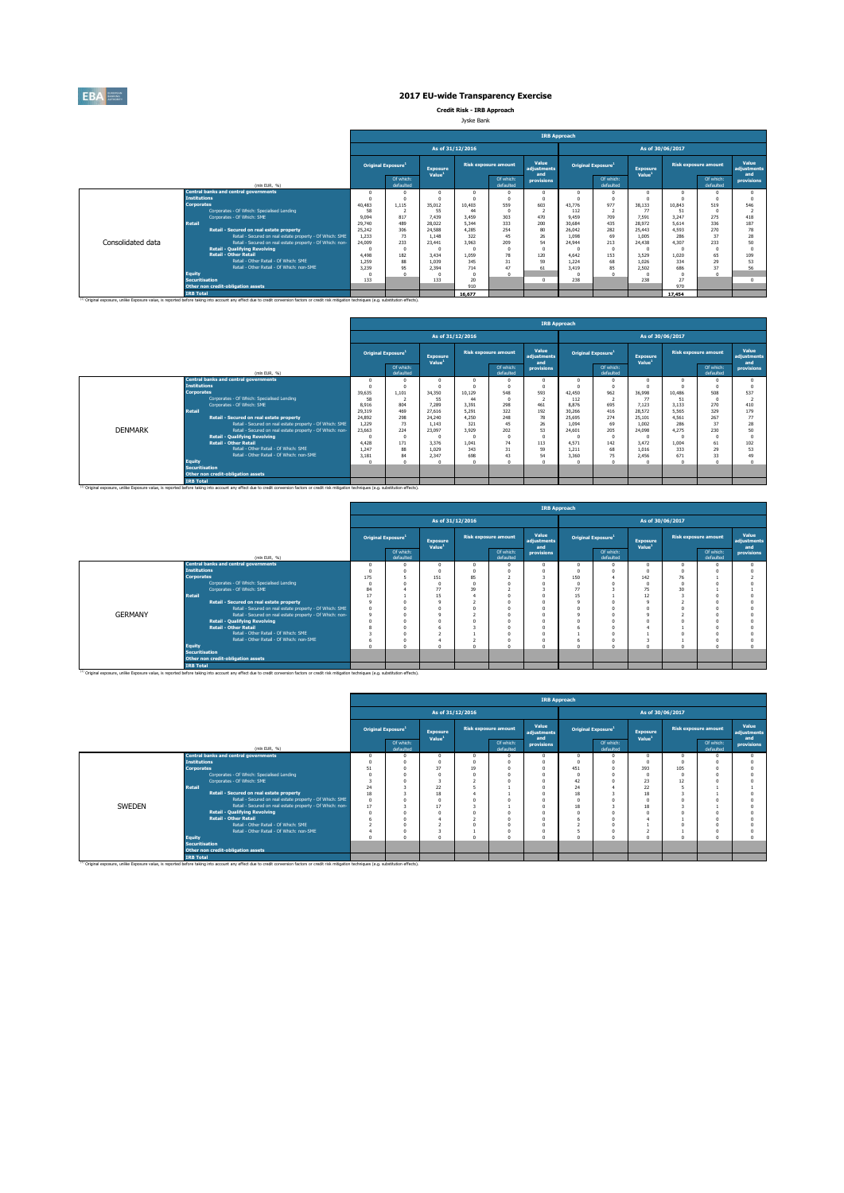# 2017 EU-wide Transparency Exercise

**Credit Risk - IRB Approach**

Jyske Bank

**Consolidated data**

| (mln EUR, %) | As of 31/12/2016 Original Exposure[1] | Of which: defaulted | Exposure Value[1] | Risk exposure amount | Of which: defaulted | Value adjustments and provisions | As of 30/06/2017 Original Exposure[1] | Of which: defaulted | Exposure Value[1] | Risk exposure amount | Of which: defaulted | Value adjustments and provisions |
|---|---|---|---|---|---|---|---|---|---|---|---|---|
| Central banks and central governments | 0 | 0 | 0 | 0 | 0 | 0 | 0 | 0 | 0 | 0 | 0 | 0 |
| Institutions | 0 | 0 | 0 | 0 | 0 | 0 | 0 | 0 | 0 | 0 | 0 | 0 |
| Corporates | 40,483 | 1,115 | 35,012 | 10,403 | 559 | 603 | 43,776 | 977 | 38,133 | 10,843 | 519 | 546 |
| Corporates - Of Which: Specialised Lending | 58 | 2 | 55 | 44 | 0 | 2 | 112 | 2 | 77 | 51 | 0 | 2 |
| Corporates - Of Which: SME | 9,094 | 817 | 7,439 | 3,459 | 303 | 470 | 9,459 | 709 | 7,591 | 3,247 | 275 | 418 |
| Retail | 29,740 | 489 | 28,022 | 5,344 | 333 | 200 | 30,684 | 435 | 28,972 | 5,614 | 336 | 187 |
| Retail - Secured on real estate property | 25,242 | 306 | 24,588 | 4,285 | 254 | 80 | 26,042 | 282 | 25,443 | 4,593 | 270 | 78 |
| Retail - Secured on real estate property - Of Which: SME | 1,233 | 73 | 1,148 | 322 | 45 | 26 | 1,098 | 69 | 1,005 | 286 | 37 | 28 |
| Retail - Secured on real estate property - Of Which: non-SME | 24,009 | 233 | 23,441 | 3,963 | 209 | 54 | 24,944 | 213 | 24,438 | 4,307 | 233 | 50 |
| Retail - Qualifying Revolving | 0 | 0 | 0 | 0 | 0 | 0 | 0 | 0 | 0 | 0 | 0 | 0 |
| Retail - Other Retail | 4,498 | 182 | 3,434 | 1,059 | 78 | 120 | 4,642 | 153 | 3,529 | 1,020 | 65 | 109 |
| Retail - Other Retail - Of Which: SME | 1,259 | 88 | 1,039 | 345 | 31 | 59 | 1,224 | 68 | 1,026 | 334 | 29 | 53 |
| Retail - Other Retail - Of Which: non-SME | 3,239 | 95 | 2,394 | 714 | 47 | 61 | 3,419 | 85 | 2,502 | 686 | 37 | 56 |
| Equity | 0 | 0 | 0 | 0 | 0 | | 0 | 0 | 0 | 0 | 0 | |
| Securitisation | 133 | | 133 | 20 | | 0 | 238 | | 238 | 27 | | 0 |
| Other non credit-obligation assets | | | | 910 | | | | | | 970 | | |
| IRB Total | | | | 16,677 | | | | | | 17,454 | | |

(1) Original exposure, unlike Exposure value, is reported before taking into account any effect due to credit conversion factors or credit risk mitigation techniques (e.g. substitution effects).

**DENMARK**

| (mln EUR, %) | As of 31/12/2016 Original Exposure[1] | Of which: defaulted | Exposure Value[1] | Risk exposure amount | Of which: defaulted | Value adjustments and provisions | As of 30/06/2017 Original Exposure[1] | Of which: defaulted | Exposure Value[1] | Risk exposure amount | Of which: defaulted | Value adjustments and provisions |
|---|---|---|---|---|---|---|---|---|---|---|---|---|
| Central banks and central governments | 0 | 0 | 0 | 0 | 0 | 0 | 0 | 0 | 0 | 0 | 0 | 0 |
| Institutions | 0 | 0 | 0 | 0 | 0 | 0 | 0 | 0 | 0 | 0 | 0 | 0 |
| Corporates | 39,635 | 1,101 | 34,350 | 10,129 | 548 | 593 | 42,450 | 962 | 36,998 | 10,486 | 508 | 537 |
| Corporates - Of Which: Specialised Lending | 58 | 2 | 55 | 44 | 0 | 2 | 112 | 2 | 77 | 51 | 0 | 2 |
| Corporates - Of Which: SME | 8,916 | 804 | 7,289 | 3,391 | 298 | 461 | 8,876 | 695 | 7,123 | 3,133 | 270 | 410 |
| Retail | 29,319 | 469 | 27,616 | 5,291 | 322 | 192 | 30,266 | 416 | 28,572 | 5,565 | 329 | 179 |
| Retail - Secured on real estate property | 24,892 | 298 | 24,240 | 4,250 | 248 | 78 | 25,695 | 274 | 25,101 | 4,561 | 267 | 77 |
| Retail - Secured on real estate property - Of Which: SME | 1,229 | 73 | 1,143 | 321 | 45 | 26 | 1,094 | 69 | 1,002 | 286 | 37 | 28 |
| Retail - Secured on real estate property - Of Which: non-SME | 23,663 | 224 | 23,097 | 3,929 | 202 | 53 | 24,601 | 205 | 24,098 | 4,275 | 230 | 50 |
| Retail - Qualifying Revolving | 0 | 0 | 0 | 0 | 0 | 0 | 0 | 0 | 0 | 0 | 0 | 0 |
| Retail - Other Retail | 4,428 | 171 | 3,376 | 1,041 | 74 | 113 | 4,571 | 142 | 3,472 | 1,004 | 61 | 102 |
| Retail - Other Retail - Of Which: SME | 1,247 | 88 | 1,029 | 343 | 31 | 59 | 1,211 | 68 | 1,016 | 333 | 29 | 53 |
| Retail - Other Retail - Of Which: non-SME | 3,181 | 84 | 2,347 | 698 | 43 | 54 | 3,360 | 75 | 2,456 | 671 | 33 | 49 |
| Equity | 0 | 0 | 0 | 0 | 0 | 0 | 0 | 0 | 0 | 0 | 0 | 0 |
| Securitisation | | | | | | | | | | | | |
| Other non credit-obligation assets | | | | | | | | | | | | |
| IRB Total | | | | | | | | | | | | |

(1) Original exposure, unlike Exposure value, is reported before taking into account any effect due to credit conversion factors or credit risk mitigation techniques (e.g. substitution effects).

**GERMANY**

| (mln EUR, %) | As of 31/12/2016 Original Exposure[1] | Of which: defaulted | Exposure Value[1] | Risk exposure amount | Of which: defaulted | Value adjustments and provisions | As of 30/06/2017 Original Exposure[1] | Of which: defaulted | Exposure Value[1] | Risk exposure amount | Of which: defaulted | Value adjustments and provisions |
|---|---|---|---|---|---|---|---|---|---|---|---|---|
| Central banks and central governments | 0 | 0 | 0 | 0 | 0 | 0 | 0 | 0 | 0 | 0 | 0 | 0 |
| Institutions | 0 | 0 | 0 | 0 | 0 | 0 | 0 | 0 | 0 | 0 | 0 | 0 |
| Corporates | 175 | 5 | 151 | 85 | 2 | 3 | 150 | 4 | 142 | 76 | 1 | 2 |
| Corporates - Of Which: Specialised Lending | 0 | 0 | 0 | 0 | 0 | 0 | 0 | 0 | 0 | 0 | 0 | 0 |
| Corporates - Of Which: SME | 84 | 4 | 77 | 39 | 2 | 3 | 77 | 3 | 75 | 30 | 1 | 1 |
| Retail | 17 | 1 | 15 | 4 | 0 | 0 | 15 | 1 | 12 | 3 | 0 | 0 |
| Retail - Secured on real estate property | 9 | 0 | 9 | 2 | 0 | 0 | 9 | 0 | 9 | 2 | 0 | 0 |
| Retail - Secured on real estate property - Of Which: SME | 0 | 0 | 0 | 0 | 0 | 0 | 0 | 0 | 0 | 0 | 0 | 0 |
| Retail - Secured on real estate property - Of Which: non-SME | 9 | 0 | 9 | 2 | 0 | 0 | 9 | 0 | 9 | 2 | 0 | 0 |
| Retail - Qualifying Revolving | 0 | 0 | 0 | 0 | 0 | 0 | 0 | 0 | 0 | 0 | 0 | 0 |
| Retail - Other Retail | 8 | 0 | 6 | 3 | 0 | 0 | 6 | 0 | 4 | 1 | 0 | 0 |
| Retail - Other Retail - Of Which: SME | 3 | 0 | 2 | 1 | 0 | 0 | 1 | 0 | 1 | 0 | 0 | 0 |
| Retail - Other Retail - Of Which: non-SME | 6 | 0 | 4 | 2 | 0 | 0 | 6 | 0 | 3 | 1 | 0 | 0 |
| Equity | 0 | 0 | 0 | 0 | 0 | 0 | 0 | 0 | 0 | 0 | 0 | 0 |
| Securitisation | | | | | | | | | | | | |
| Other non credit-obligation assets | | | | | | | | | | | | |
| IRB Total | | | | | | | | | | | | |

(1) Original exposure, unlike Exposure value, is reported before taking into account any effect due to credit conversion factors or credit risk mitigation techniques (e.g. substitution effects).

**SWEDEN**

| (mln EUR, %) | As of 31/12/2016 Original Exposure[1] | Of which: defaulted | Exposure Value[1] | Risk exposure amount | Of which: defaulted | Value adjustments and provisions | As of 30/06/2017 Original Exposure[1] | Of which: defaulted | Exposure Value[1] | Risk exposure amount | Of which: defaulted | Value adjustments and provisions |
|---|---|---|---|---|---|---|---|---|---|---|---|---|
| Central banks and central governments | 0 | 0 | 0 | 0 | 0 | 0 | 0 | 0 | 0 | 0 | 0 | 0 |
| Institutions | 0 | 0 | 0 | 0 | 0 | 0 | 0 | 0 | 0 | 0 | 0 | 0 |
| Corporates | 51 | 0 | 37 | 19 | 0 | 0 | 451 | 0 | 393 | 105 | 0 | 0 |
| Corporates - Of Which: Specialised Lending | 0 | 0 | 0 | 0 | 0 | 0 | 0 | 0 | 0 | 0 | 0 | 0 |
| Corporates - Of Which: SME | 3 | 0 | 3 | 2 | 0 | 0 | 42 | 0 | 23 | 12 | 0 | 0 |
| Retail | 24 | 3 | 22 | 5 | 1 | 0 | 24 | 4 | 22 | 5 | 1 | 1 |
| Retail - Secured on real estate property | 18 | 3 | 18 | 4 | 1 | 0 | 18 | 3 | 18 | 3 | 1 | 0 |
| Retail - Secured on real estate property - Of Which: SME | 0 | 0 | 0 | 0 | 0 | 0 | 0 | 0 | 0 | 0 | 0 | 0 |
| Retail - Secured on real estate property - Of Which: non-SME | 17 | 3 | 17 | 3 | 1 | 0 | 18 | 3 | 18 | 3 | 1 | 0 |
| Retail - Qualifying Revolving | 0 | 0 | 0 | 0 | 0 | 0 | 0 | 0 | 0 | 0 | 0 | 0 |
| Retail - Other Retail | 6 | 0 | 4 | 2 | 0 | 0 | 6 | 0 | 4 | 1 | 0 | 0 |
| Retail - Other Retail - Of Which: SME | 2 | 0 | 2 | 0 | 0 | 0 | 2 | 0 | 1 | 0 | 0 | 0 |
| Retail - Other Retail - Of Which: non-SME | 4 | 0 | 3 | 1 | 0 | 0 | 5 | 0 | 2 | 1 | 0 | 0 |
| Equity | 0 | 0 | 0 | 0 | 0 | 0 | 0 | 0 | 0 | 0 | 0 | 0 |
| Securitisation | | | | | | | | | | | | |
| Other non credit-obligation assets | | | | | | | | | | | | |
| IRB Total | | | | | | | | | | | | |

(1) Original exposure, unlike Exposure value, is reported before taking into account any effect due to credit conversion factors or credit risk mitigation techniques (e.g. substitution effects).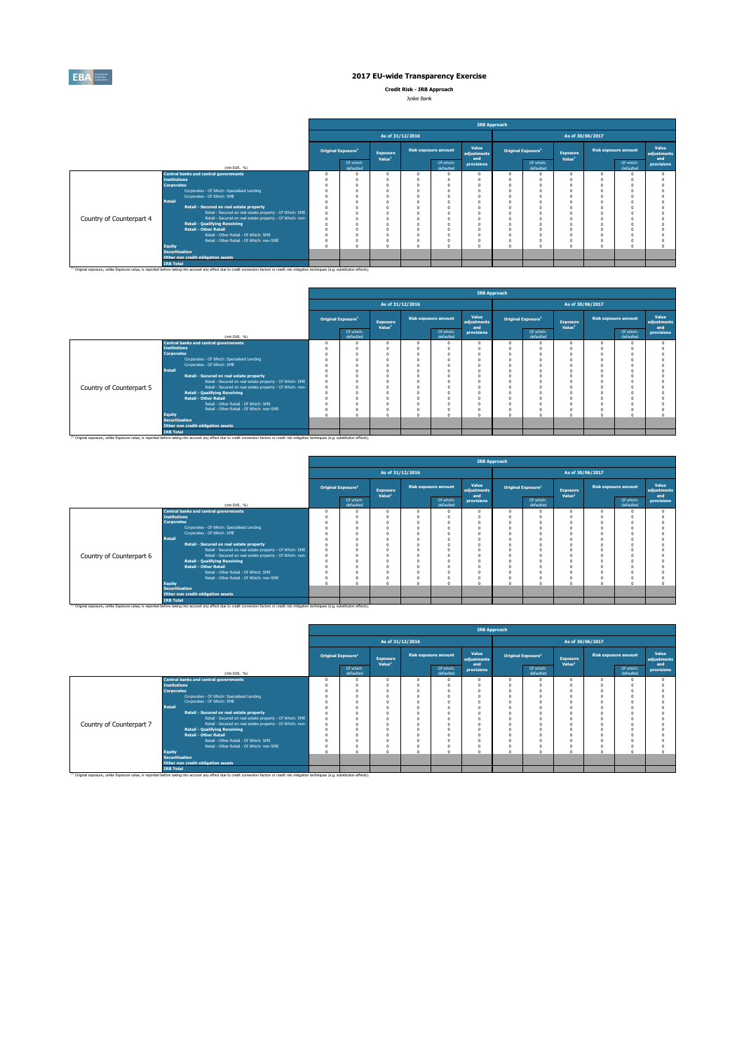# 2017 EU-wide Transparency Exercise

**Credit Risk - IRB Approach**

Jyske Bank

| | (mln EUR, %) | IRB Approach | | | | | | | | | | | |
|---|---|---|---|---|---|---|---|---|---|---|---|---|---|
| | | As of 31/12/2016 | | | | | | As of 30/06/2017 | | | | | |
| | | Original Exposure[1] | | Exposure Value[1] | Risk exposure amount | | Value adjustments and provisions | Original Exposure[1] | | Exposure Value[1] | Risk exposure amount | | Value adjustments and provisions |
| | | | Of which: defaulted | | | Of which: defaulted | | | Of which: defaulted | | | Of which: defaulted | |
| Country of Counterpart 4 | Central banks and central governments | 0 | 0 | 0 | 0 | 0 | 0 | 0 | 0 | 0 | 0 | 0 | 0 |
| | Institutions | 0 | 0 | 0 | 0 | 0 | 0 | 0 | 0 | 0 | 0 | 0 | 0 |
| | Corporates | 0 | 0 | 0 | 0 | 0 | 0 | 0 | 0 | 0 | 0 | 0 | 0 |
| | Corporates - Of Which: Specialised Lending | 0 | 0 | 0 | 0 | 0 | 0 | 0 | 0 | 0 | 0 | 0 | 0 |
| | Corporates - Of Which: SME | 0 | 0 | 0 | 0 | 0 | 0 | 0 | 0 | 0 | 0 | 0 | 0 |
| | Retail | 0 | 0 | 0 | 0 | 0 | 0 | 0 | 0 | 0 | 0 | 0 | 0 |
| | Retail - Secured on real estate property | 0 | 0 | 0 | 0 | 0 | 0 | 0 | 0 | 0 | 0 | 0 | 0 |
| | Retail - Secured on real estate property - Of Which: SME | 0 | 0 | 0 | 0 | 0 | 0 | 0 | 0 | 0 | 0 | 0 | 0 |
| | Retail - Secured on real estate property - Of Which: non-SME | 0 | 0 | 0 | 0 | 0 | 0 | 0 | 0 | 0 | 0 | 0 | 0 |
| | Retail - Qualifying Revolving | 0 | 0 | 0 | 0 | 0 | 0 | 0 | 0 | 0 | 0 | 0 | 0 |
| | Retail - Other Retail | 0 | 0 | 0 | 0 | 0 | 0 | 0 | 0 | 0 | 0 | 0 | 0 |
| | Retail - Other Retail - Of Which: SME | 0 | 0 | 0 | 0 | 0 | 0 | 0 | 0 | 0 | 0 | 0 | 0 |
| | Retail - Other Retail - Of Which: non-SME | 0 | 0 | 0 | 0 | 0 | 0 | 0 | 0 | 0 | 0 | 0 | 0 |
| | Equity | 0 | 0 | 0 | 0 | 0 | 0 | 0 | 0 | 0 | 0 | 0 | 0 |
| | Securitisation | | | | | | | | | | | | |
| | Other non credit-obligation assets | | | | | | | | | | | | |
| | IRB Total | | | | | | | | | | | | |

(1) Original exposure, unlike Exposure value, is reported before taking into account any effect due to credit conversion factors or credit risk mitigation techniques (e.g. substitution effects).

| | (mln EUR, %) | IRB Approach | | | | | | | | | | | |
|---|---|---|---|---|---|---|---|---|---|---|---|---|---|
| | | As of 31/12/2016 | | | | | | As of 30/06/2017 | | | | | |
| | | Original Exposure[1] | | Exposure Value[1] | Risk exposure amount | | Value adjustments and provisions | Original Exposure[1] | | Exposure Value[1] | Risk exposure amount | | Value adjustments and provisions |
| | | | Of which: defaulted | | | Of which: defaulted | | | Of which: defaulted | | | Of which: defaulted | |
| Country of Counterpart 5 | Central banks and central governments | 0 | 0 | 0 | 0 | 0 | 0 | 0 | 0 | 0 | 0 | 0 | 0 |
| | Institutions | 0 | 0 | 0 | 0 | 0 | 0 | 0 | 0 | 0 | 0 | 0 | 0 |
| | Corporates | 0 | 0 | 0 | 0 | 0 | 0 | 0 | 0 | 0 | 0 | 0 | 0 |
| | Corporates - Of Which: Specialised Lending | 0 | 0 | 0 | 0 | 0 | 0 | 0 | 0 | 0 | 0 | 0 | 0 |
| | Corporates - Of Which: SME | 0 | 0 | 0 | 0 | 0 | 0 | 0 | 0 | 0 | 0 | 0 | 0 |
| | Retail | 0 | 0 | 0 | 0 | 0 | 0 | 0 | 0 | 0 | 0 | 0 | 0 |
| | Retail - Secured on real estate property | 0 | 0 | 0 | 0 | 0 | 0 | 0 | 0 | 0 | 0 | 0 | 0 |
| | Retail - Secured on real estate property - Of Which: SME | 0 | 0 | 0 | 0 | 0 | 0 | 0 | 0 | 0 | 0 | 0 | 0 |
| | Retail - Secured on real estate property - Of Which: non-SME | 0 | 0 | 0 | 0 | 0 | 0 | 0 | 0 | 0 | 0 | 0 | 0 |
| | Retail - Qualifying Revolving | 0 | 0 | 0 | 0 | 0 | 0 | 0 | 0 | 0 | 0 | 0 | 0 |
| | Retail - Other Retail | 0 | 0 | 0 | 0 | 0 | 0 | 0 | 0 | 0 | 0 | 0 | 0 |
| | Retail - Other Retail - Of Which: SME | 0 | 0 | 0 | 0 | 0 | 0 | 0 | 0 | 0 | 0 | 0 | 0 |
| | Retail - Other Retail - Of Which: non-SME | 0 | 0 | 0 | 0 | 0 | 0 | 0 | 0 | 0 | 0 | 0 | 0 |
| | Equity | 0 | 0 | 0 | 0 | 0 | 0 | 0 | 0 | 0 | 0 | 0 | 0 |
| | Securitisation | | | | | | | | | | | | |
| | Other non credit-obligation assets | | | | | | | | | | | | |
| | IRB Total | | | | | | | | | | | | |

(1) Original exposure, unlike Exposure value, is reported before taking into account any effect due to credit conversion factors or credit risk mitigation techniques (e.g. substitution effects).

| | (mln EUR, %) | IRB Approach | | | | | | | | | | | |
|---|---|---|---|---|---|---|---|---|---|---|---|---|---|
| | | As of 31/12/2016 | | | | | | As of 30/06/2017 | | | | | |
| | | Original Exposure[1] | | Exposure Value[1] | Risk exposure amount | | Value adjustments and provisions | Original Exposure[1] | | Exposure Value[1] | Risk exposure amount | | Value adjustments and provisions |
| | | | Of which: defaulted | | | Of which: defaulted | | | Of which: defaulted | | | Of which: defaulted | |
| Country of Counterpart 6 | Central banks and central governments | 0 | 0 | 0 | 0 | 0 | 0 | 0 | 0 | 0 | 0 | 0 | 0 |
| | Institutions | 0 | 0 | 0 | 0 | 0 | 0 | 0 | 0 | 0 | 0 | 0 | 0 |
| | Corporates | 0 | 0 | 0 | 0 | 0 | 0 | 0 | 0 | 0 | 0 | 0 | 0 |
| | Corporates - Of Which: Specialised Lending | 0 | 0 | 0 | 0 | 0 | 0 | 0 | 0 | 0 | 0 | 0 | 0 |
| | Corporates - Of Which: SME | 0 | 0 | 0 | 0 | 0 | 0 | 0 | 0 | 0 | 0 | 0 | 0 |
| | Retail | 0 | 0 | 0 | 0 | 0 | 0 | 0 | 0 | 0 | 0 | 0 | 0 |
| | Retail - Secured on real estate property | 0 | 0 | 0 | 0 | 0 | 0 | 0 | 0 | 0 | 0 | 0 | 0 |
| | Retail - Secured on real estate property - Of Which: SME | 0 | 0 | 0 | 0 | 0 | 0 | 0 | 0 | 0 | 0 | 0 | 0 |
| | Retail - Secured on real estate property - Of Which: non-SME | 0 | 0 | 0 | 0 | 0 | 0 | 0 | 0 | 0 | 0 | 0 | 0 |
| | Retail - Qualifying Revolving | 0 | 0 | 0 | 0 | 0 | 0 | 0 | 0 | 0 | 0 | 0 | 0 |
| | Retail - Other Retail | 0 | 0 | 0 | 0 | 0 | 0 | 0 | 0 | 0 | 0 | 0 | 0 |
| | Retail - Other Retail - Of Which: SME | 0 | 0 | 0 | 0 | 0 | 0 | 0 | 0 | 0 | 0 | 0 | 0 |
| | Retail - Other Retail - Of Which: non-SME | 0 | 0 | 0 | 0 | 0 | 0 | 0 | 0 | 0 | 0 | 0 | 0 |
| | Equity | 0 | 0 | 0 | 0 | 0 | 0 | 0 | 0 | 0 | 0 | 0 | 0 |
| | Securitisation | | | | | | | | | | | | |
| | Other non credit-obligation assets | | | | | | | | | | | | |
| | IRB Total | | | | | | | | | | | | |

(1) Original exposure, unlike Exposure value, is reported before taking into account any effect due to credit conversion factors or credit risk mitigation techniques (e.g. substitution effects).

| | (mln EUR, %) | IRB Approach | | | | | | | | | | | |
|---|---|---|---|---|---|---|---|---|---|---|---|---|---|
| | | As of 31/12/2016 | | | | | | As of 30/06/2017 | | | | | |
| | | Original Exposure[1] | | Exposure Value[1] | Risk exposure amount | | Value adjustments and provisions | Original Exposure[1] | | Exposure Value[1] | Risk exposure amount | | Value adjustments and provisions |
| | | | Of which: defaulted | | | Of which: defaulted | | | Of which: defaulted | | | Of which: defaulted | |
| Country of Counterpart 7 | Central banks and central governments | 0 | 0 | 0 | 0 | 0 | 0 | 0 | 0 | 0 | 0 | 0 | 0 |
| | Institutions | 0 | 0 | 0 | 0 | 0 | 0 | 0 | 0 | 0 | 0 | 0 | 0 |
| | Corporates | 0 | 0 | 0 | 0 | 0 | 0 | 0 | 0 | 0 | 0 | 0 | 0 |
| | Corporates - Of Which: Specialised Lending | 0 | 0 | 0 | 0 | 0 | 0 | 0 | 0 | 0 | 0 | 0 | 0 |
| | Corporates - Of Which: SME | 0 | 0 | 0 | 0 | 0 | 0 | 0 | 0 | 0 | 0 | 0 | 0 |
| | Retail | 0 | 0 | 0 | 0 | 0 | 0 | 0 | 0 | 0 | 0 | 0 | 0 |
| | Retail - Secured on real estate property | 0 | 0 | 0 | 0 | 0 | 0 | 0 | 0 | 0 | 0 | 0 | 0 |
| | Retail - Secured on real estate property - Of Which: SME | 0 | 0 | 0 | 0 | 0 | 0 | 0 | 0 | 0 | 0 | 0 | 0 |
| | Retail - Secured on real estate property - Of Which: non-SME | 0 | 0 | 0 | 0 | 0 | 0 | 0 | 0 | 0 | 0 | 0 | 0 |
| | Retail - Qualifying Revolving | 0 | 0 | 0 | 0 | 0 | 0 | 0 | 0 | 0 | 0 | 0 | 0 |
| | Retail - Other Retail | 0 | 0 | 0 | 0 | 0 | 0 | 0 | 0 | 0 | 0 | 0 | 0 |
| | Retail - Other Retail - Of Which: SME | 0 | 0 | 0 | 0 | 0 | 0 | 0 | 0 | 0 | 0 | 0 | 0 |
| | Retail - Other Retail - Of Which: non-SME | 0 | 0 | 0 | 0 | 0 | 0 | 0 | 0 | 0 | 0 | 0 | 0 |
| | Equity | 0 | 0 | 0 | 0 | 0 | 0 | 0 | 0 | 0 | 0 | 0 | 0 |
| | Securitisation | | | | | | | | | | | | |
| | Other non credit-obligation assets | | | | | | | | | | | | |
| | IRB Total | | | | | | | | | | | | |

(1) Original exposure, unlike Exposure value, is reported before taking into account any effect due to credit conversion factors or credit risk mitigation techniques (e.g. substitution effects).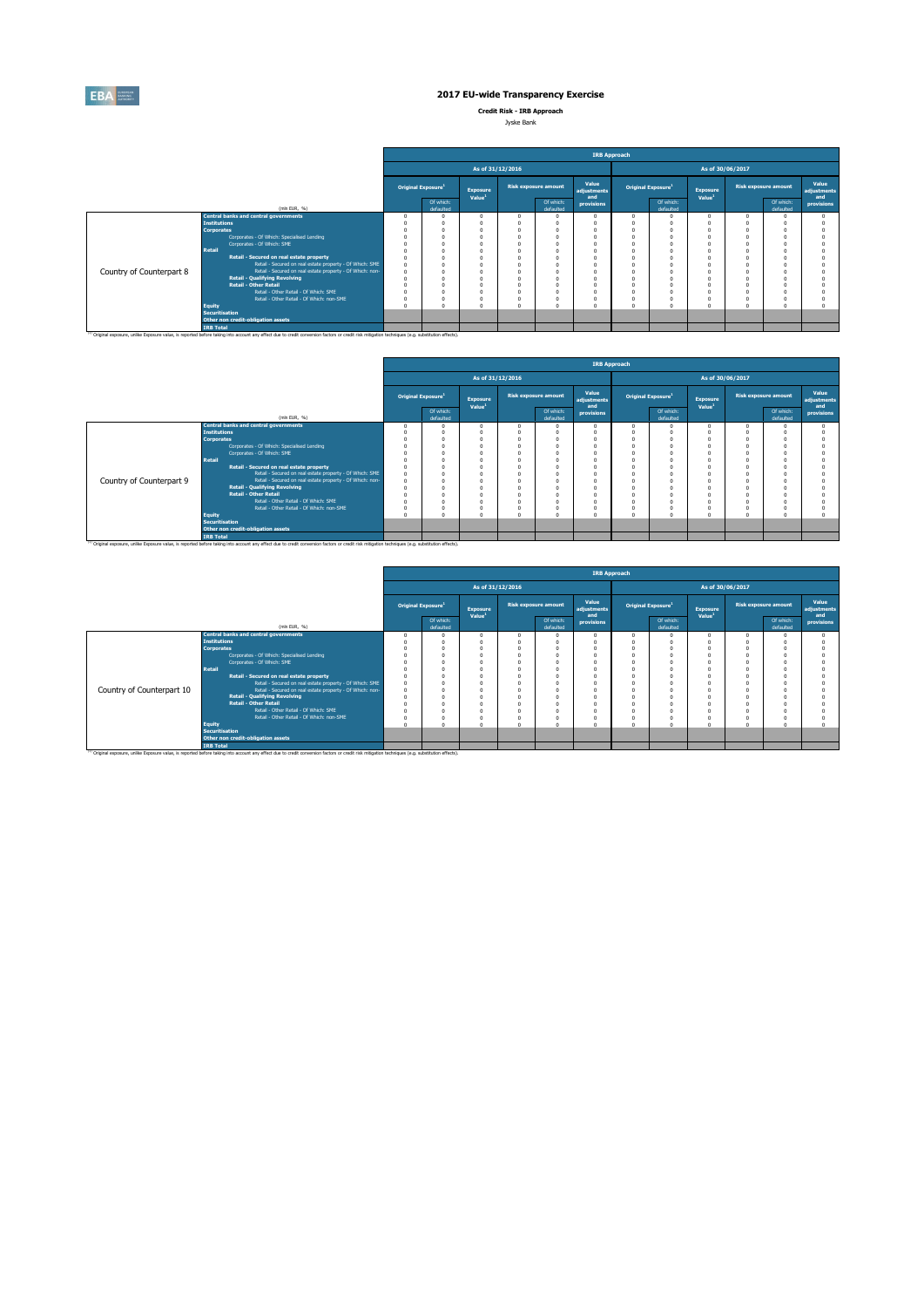# 2017 EU-wide Transparency Exercise

**Credit Risk - IRB Approach**

Jyske Bank

| | | IRB Approach | | | | | | | | | | | |
|---|---|---|---|---|---|---|---|---|---|---|---|---|---|
| | | As of 31/12/2016 | | | | | | As of 30/06/2017 | | | | | |
| | | Original Exposure[1] | | Exposure Value[1] | Risk exposure amount | | Value adjustments and provisions | Original Exposure[1] | | Exposure Value[1] | Risk exposure amount | | Value adjustments and provisions |
| | (mln EUR, %) | | Of which: defaulted | | | Of which: defaulted | | | Of which: defaulted | | | Of which: defaulted | |
| Country of Counterpart 8 | Central banks and central governments | 0 | 0 | 0 | 0 | 0 | 0 | 0 | 0 | 0 | 0 | 0 | 0 |
| | Institutions | 0 | 0 | 0 | 0 | 0 | 0 | 0 | 0 | 0 | 0 | 0 | 0 |
| | Corporates | 0 | 0 | 0 | 0 | 0 | 0 | 0 | 0 | 0 | 0 | 0 | 0 |
| | Corporates - Of Which: Specialised Lending | 0 | 0 | 0 | 0 | 0 | 0 | 0 | 0 | 0 | 0 | 0 | 0 |
| | Corporates - Of Which: SME | 0 | 0 | 0 | 0 | 0 | 0 | 0 | 0 | 0 | 0 | 0 | 0 |
| | Retail | 0 | 0 | 0 | 0 | 0 | 0 | 0 | 0 | 0 | 0 | 0 | 0 |
| | Retail - Secured on real estate property | 0 | 0 | 0 | 0 | 0 | 0 | 0 | 0 | 0 | 0 | 0 | 0 |
| | Retail - Secured on real estate property - Of Which: SME | 0 | 0 | 0 | 0 | 0 | 0 | 0 | 0 | 0 | 0 | 0 | 0 |
| | Retail - Secured on real estate property - Of Which: non-SME | 0 | 0 | 0 | 0 | 0 | 0 | 0 | 0 | 0 | 0 | 0 | 0 |
| | Retail - Qualifying Revolving | 0 | 0 | 0 | 0 | 0 | 0 | 0 | 0 | 0 | 0 | 0 | 0 |
| | Retail - Other Retail | 0 | 0 | 0 | 0 | 0 | 0 | 0 | 0 | 0 | 0 | 0 | 0 |
| | Retail - Other Retail - Of Which: SME | 0 | 0 | 0 | 0 | 0 | 0 | 0 | 0 | 0 | 0 | 0 | 0 |
| | Retail - Other Retail - Of Which: non-SME | 0 | 0 | 0 | 0 | 0 | 0 | 0 | 0 | 0 | 0 | 0 | 0 |
| | Equity | 0 | 0 | 0 | 0 | 0 | 0 | 0 | 0 | 0 | 0 | 0 | 0 |
| | Securitisation | | | | | | | | | | | | |
| | Other non credit-obligation assets | | | | | | | | | | | | |
| | IRB Total | | | | | | | | | | | | |

[1] Original exposure, unlike Exposure value, is reported before taking into account any effect due to credit conversion factors or credit risk mitigation techniques (e.g. substitution effects).

| | | IRB Approach | | | | | | | | | | | |
|---|---|---|---|---|---|---|---|---|---|---|---|---|---|
| | | As of 31/12/2016 | | | | | | As of 30/06/2017 | | | | | |
| | | Original Exposure[1] | | Exposure Value[1] | Risk exposure amount | | Value adjustments and provisions | Original Exposure[1] | | Exposure Value[1] | Risk exposure amount | | Value adjustments and provisions |
| | (mln EUR, %) | | Of which: defaulted | | | Of which: defaulted | | | Of which: defaulted | | | Of which: defaulted | |
| Country of Counterpart 9 | Central banks and central governments | 0 | 0 | 0 | 0 | 0 | 0 | 0 | 0 | 0 | 0 | 0 | 0 |
| | Institutions | 0 | 0 | 0 | 0 | 0 | 0 | 0 | 0 | 0 | 0 | 0 | 0 |
| | Corporates | 0 | 0 | 0 | 0 | 0 | 0 | 0 | 0 | 0 | 0 | 0 | 0 |
| | Corporates - Of Which: Specialised Lending | 0 | 0 | 0 | 0 | 0 | 0 | 0 | 0 | 0 | 0 | 0 | 0 |
| | Corporates - Of Which: SME | 0 | 0 | 0 | 0 | 0 | 0 | 0 | 0 | 0 | 0 | 0 | 0 |
| | Retail | 0 | 0 | 0 | 0 | 0 | 0 | 0 | 0 | 0 | 0 | 0 | 0 |
| | Retail - Secured on real estate property | 0 | 0 | 0 | 0 | 0 | 0 | 0 | 0 | 0 | 0 | 0 | 0 |
| | Retail - Secured on real estate property - Of Which: SME | 0 | 0 | 0 | 0 | 0 | 0 | 0 | 0 | 0 | 0 | 0 | 0 |
| | Retail - Secured on real estate property - Of Which: non-SME | 0 | 0 | 0 | 0 | 0 | 0 | 0 | 0 | 0 | 0 | 0 | 0 |
| | Retail - Qualifying Revolving | 0 | 0 | 0 | 0 | 0 | 0 | 0 | 0 | 0 | 0 | 0 | 0 |
| | Retail - Other Retail | 0 | 0 | 0 | 0 | 0 | 0 | 0 | 0 | 0 | 0 | 0 | 0 |
| | Retail - Other Retail - Of Which: SME | 0 | 0 | 0 | 0 | 0 | 0 | 0 | 0 | 0 | 0 | 0 | 0 |
| | Retail - Other Retail - Of Which: non-SME | 0 | 0 | 0 | 0 | 0 | 0 | 0 | 0 | 0 | 0 | 0 | 0 |
| | Equity | 0 | 0 | 0 | 0 | 0 | 0 | 0 | 0 | 0 | 0 | 0 | 0 |
| | Securitisation | | | | | | | | | | | | |
| | Other non credit-obligation assets | | | | | | | | | | | | |
| | IRB Total | | | | | | | | | | | | |

[1] Original exposure, unlike Exposure value, is reported before taking into account any effect due to credit conversion factors or credit risk mitigation techniques (e.g. substitution effects).

| | | IRB Approach | | | | | | | | | | | |
|---|---|---|---|---|---|---|---|---|---|---|---|---|---|
| | | As of 31/12/2016 | | | | | | As of 30/06/2017 | | | | | |
| | | Original Exposure[1] | | Exposure Value[1] | Risk exposure amount | | Value adjustments and provisions | Original Exposure[1] | | Exposure Value[1] | Risk exposure amount | | Value adjustments and provisions |
| | (mln EUR, %) | | Of which: defaulted | | | Of which: defaulted | | | Of which: defaulted | | | Of which: defaulted | |
| Country of Counterpart 10 | Central banks and central governments | 0 | 0 | 0 | 0 | 0 | 0 | 0 | 0 | 0 | 0 | 0 | 0 |
| | Institutions | 0 | 0 | 0 | 0 | 0 | 0 | 0 | 0 | 0 | 0 | 0 | 0 |
| | Corporates | 0 | 0 | 0 | 0 | 0 | 0 | 0 | 0 | 0 | 0 | 0 | 0 |
| | Corporates - Of Which: Specialised Lending | 0 | 0 | 0 | 0 | 0 | 0 | 0 | 0 | 0 | 0 | 0 | 0 |
| | Corporates - Of Which: SME | 0 | 0 | 0 | 0 | 0 | 0 | 0 | 0 | 0 | 0 | 0 | 0 |
| | Retail | 0 | 0 | 0 | 0 | 0 | 0 | 0 | 0 | 0 | 0 | 0 | 0 |
| | Retail - Secured on real estate property | 0 | 0 | 0 | 0 | 0 | 0 | 0 | 0 | 0 | 0 | 0 | 0 |
| | Retail - Secured on real estate property - Of Which: SME | 0 | 0 | 0 | 0 | 0 | 0 | 0 | 0 | 0 | 0 | 0 | 0 |
| | Retail - Secured on real estate property - Of Which: non-SME | 0 | 0 | 0 | 0 | 0 | 0 | 0 | 0 | 0 | 0 | 0 | 0 |
| | Retail - Qualifying Revolving | 0 | 0 | 0 | 0 | 0 | 0 | 0 | 0 | 0 | 0 | 0 | 0 |
| | Retail - Other Retail | 0 | 0 | 0 | 0 | 0 | 0 | 0 | 0 | 0 | 0 | 0 | 0 |
| | Retail - Other Retail - Of Which: SME | 0 | 0 | 0 | 0 | 0 | 0 | 0 | 0 | 0 | 0 | 0 | 0 |
| | Retail - Other Retail - Of Which: non-SME | 0 | 0 | 0 | 0 | 0 | 0 | 0 | 0 | 0 | 0 | 0 | 0 |
| | Equity | 0 | 0 | 0 | 0 | 0 | 0 | 0 | 0 | 0 | 0 | 0 | 0 |
| | Securitisation | | | | | | | | | | | | |
| | Other non credit-obligation assets | | | | | | | | | | | | |
| | IRB Total | | | | | | | | | | | | |

[1] Original exposure, unlike Exposure value, is reported before taking into account any effect due to credit conversion factors or credit risk mitigation techniques (e.g. substitution effects).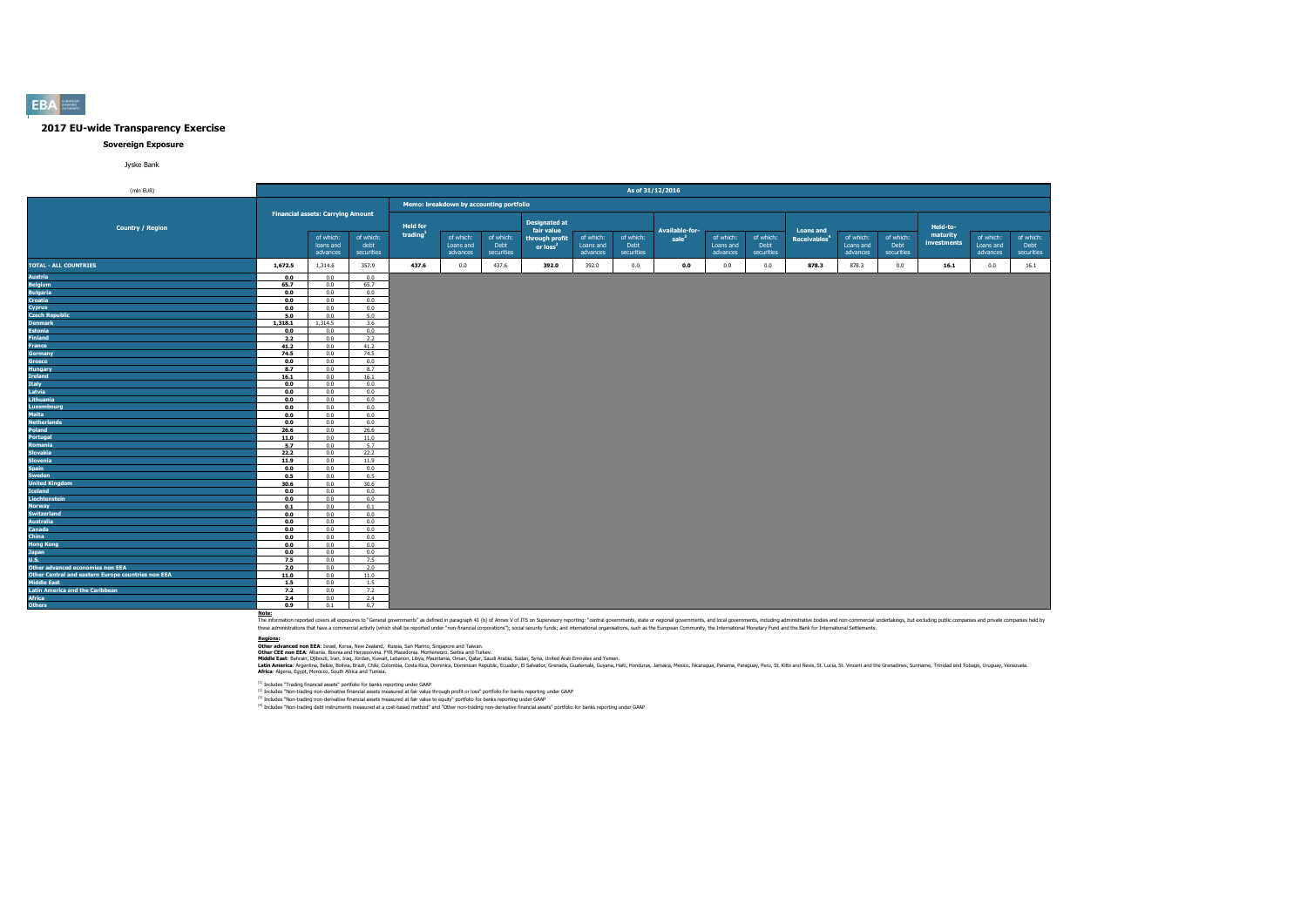## 2017 EU-wide Transparency Exercise

### Sovereign Exposure

Jyske Bank

| (mln EUR) | As of 31/12/2016 | | | | | | | | | | | | | | | | | |
|---|---|---|---|---|---|---|---|---|---|---|---|---|---|---|---|---|---|---|
| Country / Region | Financial assets: Carrying Amount | | | Memo: breakdown by accounting portfolio | | | | | | | | | | | | | | |
| | | of which: loans and advances | of which: debt securities | Held for trading[1] | of which: Loans and advances | of which: Debt securities | Designated at fair value through profit or loss[2] | of which: Loans and advances | of which: Debt securities | Available-for-sale[3] | of which: Loans and advances | of which: Debt securities | Loans and Receivables[4] | of which: Loans and advances | of which: Debt securities | Held-to-maturity investments | of which: Loans and advances | of which: Debt securities |
| **TOTAL - ALL COUNTRIES** | **1,672.5** | 1,314.6 | 357.9 | **437.6** | 0.0 | 437.6 | **392.0** | 392.0 | 0.0 | **0.0** | 0.0 | 0.0 | **878.3** | 878.3 | 0.0 | **16.1** | 0.0 | 16.1 |
| Austria | 0.0 | 0.0 | 0.0 | | | | | | | | | | | | | | | |
| Belgium | 65.7 | 0.0 | 65.7 | | | | | | | | | | | | | | | |
| Bulgaria | 0.0 | 0.0 | 0.0 | | | | | | | | | | | | | | | |
| Croatia | 0.0 | 0.0 | 0.0 | | | | | | | | | | | | | | | |
| Cyprus | 0.0 | 0.0 | 0.0 | | | | | | | | | | | | | | | |
| Czech Republic | 5.0 | 0.0 | 5.0 | | | | | | | | | | | | | | | |
| Denmark | 1,318.1 | 1,314.5 | 3.6 | | | | | | | | | | | | | | | |
| Estonia | 0.0 | 0.0 | 0.0 | | | | | | | | | | | | | | | |
| Finland | 2.2 | 0.0 | 2.2 | | | | | | | | | | | | | | | |
| France | 41.2 | 0.0 | 41.2 | | | | | | | | | | | | | | | |
| Germany | 74.5 | 0.0 | 74.5 | | | | | | | | | | | | | | | |
| Greece | 0.0 | 0.0 | 0.0 | | | | | | | | | | | | | | | |
| Hungary | 8.7 | 0.0 | 8.7 | | | | | | | | | | | | | | | |
| Ireland | 16.1 | 0.0 | 16.1 | | | | | | | | | | | | | | | |
| Italy | 0.0 | 0.0 | 0.0 | | | | | | | | | | | | | | | |
| Latvia | 0.0 | 0.0 | 0.0 | | | | | | | | | | | | | | | |
| Lithuania | 0.0 | 0.0 | 0.0 | | | | | | | | | | | | | | | |
| Luxembourg | 0.0 | 0.0 | 0.0 | | | | | | | | | | | | | | | |
| Malta | 0.0 | 0.0 | 0.0 | | | | | | | | | | | | | | | |
| Netherlands | 0.0 | 0.0 | 0.0 | | | | | | | | | | | | | | | |
| Poland | 26.6 | 0.0 | 26.6 | | | | | | | | | | | | | | | |
| Portugal | 11.0 | 0.0 | 11.0 | | | | | | | | | | | | | | | |
| Romania | 5.7 | 0.0 | 5.7 | | | | | | | | | | | | | | | |
| Slovakia | 22.2 | 0.0 | 22.2 | | | | | | | | | | | | | | | |
| Slovenia | 11.9 | 0.0 | 11.9 | | | | | | | | | | | | | | | |
| Spain | 0.0 | 0.0 | 0.0 | | | | | | | | | | | | | | | |
| Sweden | 0.5 | 0.0 | 0.5 | | | | | | | | | | | | | | | |
| United Kingdom | 30.6 | 0.0 | 30.6 | | | | | | | | | | | | | | | |
| Iceland | 0.0 | 0.0 | 0.0 | | | | | | | | | | | | | | | |
| Liechtenstein | 0.0 | 0.0 | 0.0 | | | | | | | | | | | | | | | |
| Norway | 0.1 | 0.0 | 0.1 | | | | | | | | | | | | | | | |
| Switzerland | 0.0 | 0.0 | 0.0 | | | | | | | | | | | | | | | |
| Australia | 0.0 | 0.0 | 0.0 | | | | | | | | | | | | | | | |
| Canada | 0.0 | 0.0 | 0.0 | | | | | | | | | | | | | | | |
| China | 0.0 | 0.0 | 0.0 | | | | | | | | | | | | | | | |
| Hong Kong | 0.0 | 0.0 | 0.0 | | | | | | | | | | | | | | | |
| Japan | 0.0 | 0.0 | 0.0 | | | | | | | | | | | | | | | |
| U.S. | 7.5 | 0.0 | 7.5 | | | | | | | | | | | | | | | |
| Other advanced economies non EEA | 2.0 | 0.0 | 2.0 | | | | | | | | | | | | | | | |
| Other Central and eastern Europe countries non EEA | 11.0 | 0.0 | 11.0 | | | | | | | | | | | | | | | |
| Middle East | 1.5 | 0.0 | 1.5 | | | | | | | | | | | | | | | |
| Latin America and the Caribbean | 7.2 | 0.0 | 7.2 | | | | | | | | | | | | | | | |
| Africa | 2.4 | 0.0 | 2.4 | | | | | | | | | | | | | | | |
| Others | 0.9 | 0.1 | 0.7 | | | | | | | | | | | | | | | |

**Note:**

The information reported covers all exposures to "General governments" as defined in paragraph 41 (b) of Annex V of ITS on Supervisory reporting: "central governments, state or regional governments, and local governments, including administrative bodies and non-commercial undertakings, but excluding public companies and private companies held by these administrations that have a commercial activity (which shall be reported under "non-financial corporations"); social security funds; and international organisations, such as the European Community, the International Monetary Fund and the Bank for International Settlements.

**Regions:**

**Other advanced non EEA:** Israel, Korea, New Zealand, Russia, San Marino, Singapore and Taiwan.
**Other CEE non EEA:** Albania. Bosnia and Herzegovina. FYR Macedonia. Montenegro. Serbia and Turkey.
**Middle East:** Bahrain, Djibouti, Iran, Iraq, Jordan, Kuwait, Lebanon, Libya, Mauritania, Oman, Qatar, Saudi Arabia, Sudan, Syria, United Arab Emirates and Yemen.
**Latin America:** Argentina, Belize, Bolivia, Brazil, Chile, Colombia, Costa Rica, Dominica, Dominican Republic, Ecuador, El Salvador, Grenada, Guatemala, Guyana, Haiti, Honduras, Jamaica, Mexico, Nicaragua, Panama, Paraguay, Peru, St. Kitts and Nevis, St. Lucia, St. Vincent and the Grenadines, Suriname, Trinidad and Tobago, Uruguay, Venezuela.
**Africa:** Algeria, Egypt, Morocco, South Africa and Tunisia.

[1] Includes "Trading financial assets" portfolio for banks reporting under GAAP

[2] Includes "Non-trading non-derivative financial assets measured at fair value through profit or loss" portfolio for banks reporting under GAAP

[3] Includes "Non-trading non-derivative financial assets measured at fair value to equity" portfolio for banks reporting under GAAP

[4] Includes "Non-trading debt instruments measured at a cost-based method" and "Other non-trading non-derivative financial assets" portfolio for banks reporting under GAAP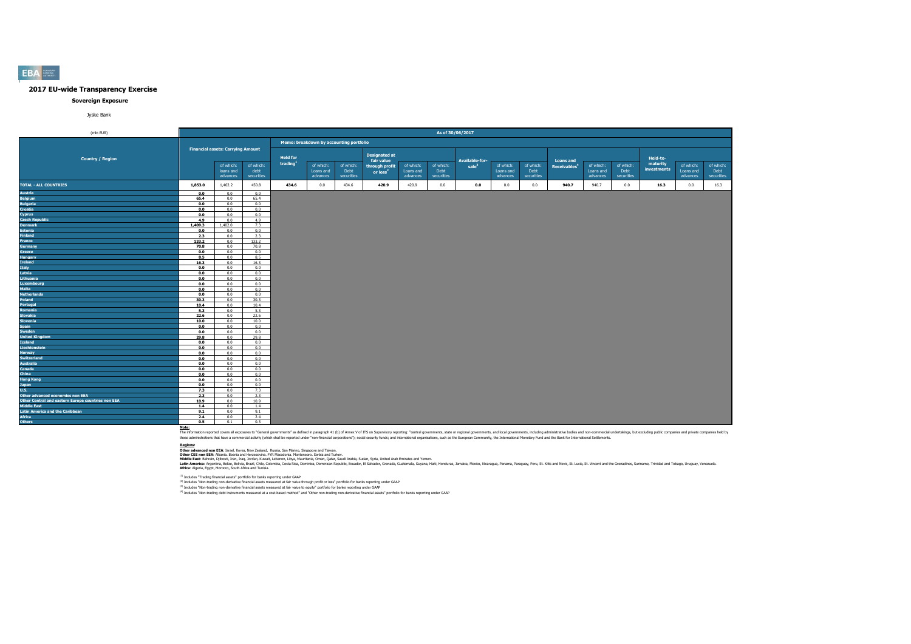# 2017 EU-wide Transparency Exercise

## Sovereign Exposure

Jyske Bank

| (mln EUR) | As of 30/06/2017 | | | | | | | | | | | | | | | | | |
|---|---|---|---|---|---|---|---|---|---|---|---|---|---|---|---|---|---|---|
| | Financial assets: Carrying Amount | | | Memo: breakdown by accounting portfolio | | | | | | | | | | | | | | |
| Country / Region | | of which: loans and advances | of which: debt securities | Held for trading[1] | of which: Loans and advances | of which: Debt securities | Designated at fair value through profit or loss[2] | of which: Loans and advances | of which: Debt securities | Available-for-sale[3] | of which: Loans and advances | of which: Debt securities | Loans and Receivables[4] | of which: Loans and advances | of which: Debt securities | Held-to-maturity investments | of which: Loans and advances | of which: Debt securities |
| TOTAL - ALL COUNTRIES | 1,853.0 | 1,402.2 | 450.8 | 434.6 | 0.0 | 434.6 | 420.9 | 420.9 | 0.0 | 0.0 | 0.0 | 0.0 | 940.7 | 940.7 | 0.0 | 16.3 | 0.0 | 16.3 |
| Austria | 0.0 | 0.0 | 0.0 | | | | | | | | | | | | | | | |
| Belgium | 65.4 | 0.0 | 65.4 | | | | | | | | | | | | | | | |
| Bulgaria | 0.0 | 0.0 | 0.0 | | | | | | | | | | | | | | | |
| Croatia | 0.0 | 0.0 | 0.0 | | | | | | | | | | | | | | | |
| Cyprus | 0.0 | 0.0 | 0.0 | | | | | | | | | | | | | | | |
| Czech Republic | 4.9 | 0.0 | 4.9 | | | | | | | | | | | | | | | |
| Denmark | 1,409.3 | 1,402.0 | 7.3 | | | | | | | | | | | | | | | |
| Estonia | 0.0 | 0.0 | 0.0 | | | | | | | | | | | | | | | |
| Finland | 2.3 | 0.0 | 2.3 | | | | | | | | | | | | | | | |
| France | 133.2 | 0.0 | 133.2 | | | | | | | | | | | | | | | |
| Germany | 70.8 | 0.0 | 70.8 | | | | | | | | | | | | | | | |
| Greece | 0.0 | 0.0 | 0.0 | | | | | | | | | | | | | | | |
| Hungary | 8.5 | 0.0 | 8.5 | | | | | | | | | | | | | | | |
| Ireland | 16.3 | 0.0 | 16.3 | | | | | | | | | | | | | | | |
| Italy | 0.0 | 0.0 | 0.0 | | | | | | | | | | | | | | | |
| Latvia | 0.0 | 0.0 | 0.0 | | | | | | | | | | | | | | | |
| Lithuania | 0.0 | 0.0 | 0.0 | | | | | | | | | | | | | | | |
| Luxembourg | 0.0 | 0.0 | 0.0 | | | | | | | | | | | | | | | |
| Malta | 0.0 | 0.0 | 0.0 | | | | | | | | | | | | | | | |
| Netherlands | 0.0 | 0.0 | 0.0 | | | | | | | | | | | | | | | |
| Poland | 30.3 | 0.0 | 30.3 | | | | | | | | | | | | | | | |
| Portugal | 10.4 | 0.0 | 10.4 | | | | | | | | | | | | | | | |
| Romania | 5.3 | 0.0 | 5.3 | | | | | | | | | | | | | | | |
| Slovakia | 22.6 | 0.0 | 22.6 | | | | | | | | | | | | | | | |
| Slovenia | 10.0 | 0.0 | 10.0 | | | | | | | | | | | | | | | |
| Spain | 0.0 | 0.0 | 0.0 | | | | | | | | | | | | | | | |
| Sweden | 0.0 | 0.0 | 0.0 | | | | | | | | | | | | | | | |
| United Kingdom | 29.8 | 0.0 | 29.8 | | | | | | | | | | | | | | | |
| Iceland | 0.0 | 0.0 | 0.0 | | | | | | | | | | | | | | | |
| Liechtenstein | 0.0 | 0.0 | 0.0 | | | | | | | | | | | | | | | |
| Norway | 0.0 | 0.0 | 0.0 | | | | | | | | | | | | | | | |
| Switzerland | 0.0 | 0.0 | 0.0 | | | | | | | | | | | | | | | |
| Australia | 0.0 | 0.0 | 0.0 | | | | | | | | | | | | | | | |
| Canada | 0.0 | 0.0 | 0.0 | | | | | | | | | | | | | | | |
| China | 0.0 | 0.0 | 0.0 | | | | | | | | | | | | | | | |
| Hong Kong | 0.0 | 0.0 | 0.0 | | | | | | | | | | | | | | | |
| Japan | 0.0 | 0.0 | 0.0 | | | | | | | | | | | | | | | |
| U.S. | 7.3 | 0.0 | 7.3 | | | | | | | | | | | | | | | |
| Other advanced economies non EEA | 2.3 | 0.0 | 2.3 | | | | | | | | | | | | | | | |
| Other Central and eastern Europe countries non EEA | 10.9 | 0.0 | 10.9 | | | | | | | | | | | | | | | |
| Middle East | 1.4 | 0.0 | 1.4 | | | | | | | | | | | | | | | |
| Latin America and the Caribbean | 9.1 | 0.0 | 9.1 | | | | | | | | | | | | | | | |
| Africa | 2.4 | 0.0 | 2.4 | | | | | | | | | | | | | | | |
| Others | 0.5 | 0.1 | 0.3 | | | | | | | | | | | | | | | |

**Note:**
The information reported covers all exposures to "General governments" as defined in paragraph 41 (b) of Annex V of ITS on Supervisory reporting: "central governments, state or regional governments, and local governments, including administrative bodies and non-commercial undertakings, but excluding public companies and private companies held by these administrations that have a commercial activity (which shall be reported under "non-financial corporations"); social security funds; and international organisations, such as the European Community, the International Monetary Fund and the Bank for International Settlements.

**Regions:**
**Other advanced non EEA**: Israel, Korea, New Zealand, Russia, San Marino, Singapore and Taiwan.
**Other CEE non EEA**: Albania, Bosnia and Herzegovina, FYR Macedonia, Montenegro, Serbia and Turkey.
**Middle East**: Bahrain, Djibouti, Iran, Iraq, Jordan, Kuwait, Lebanon, Libya, Mauritania, Oman, Qatar, Saudi Arabia, Sudan, Syria, United Arab Emirates and Yemen.
**Latin America**: Argentina, Belize, Bolivia, Brazil, Chile, Colombia, Costa Rica, Dominica, Dominican Republic, Ecuador, El Salvador, Grenada, Guatemala, Guyana, Haiti, Honduras, Jamaica, Mexico, Nicaragua, Panama, Paraguay, Peru, St. Kitts and Nevis, St. Lucia, St. Vincent and the Grenadines, Suriname, Trinidad and Tobago, Uruguay, Venezuela.
**Africa**: Algeria, Egypt, Morocco, South Africa and Tunisia.

[1] Includes "Trading financial assets" portfolio for banks reporting under GAAP

[2] Includes "Non-trading non-derivative financial assets measured at fair value through profit or loss" portfolio for banks reporting under GAAP

[3] Includes "Non-trading non-derivative financial assets measured at fair value to equity" portfolio for banks reporting under GAAP

[4] Includes "Non-trading debt instruments measured at a cost-based method" and "Other non-trading non-derivative financial assets" portfolio for banks reporting under GAAP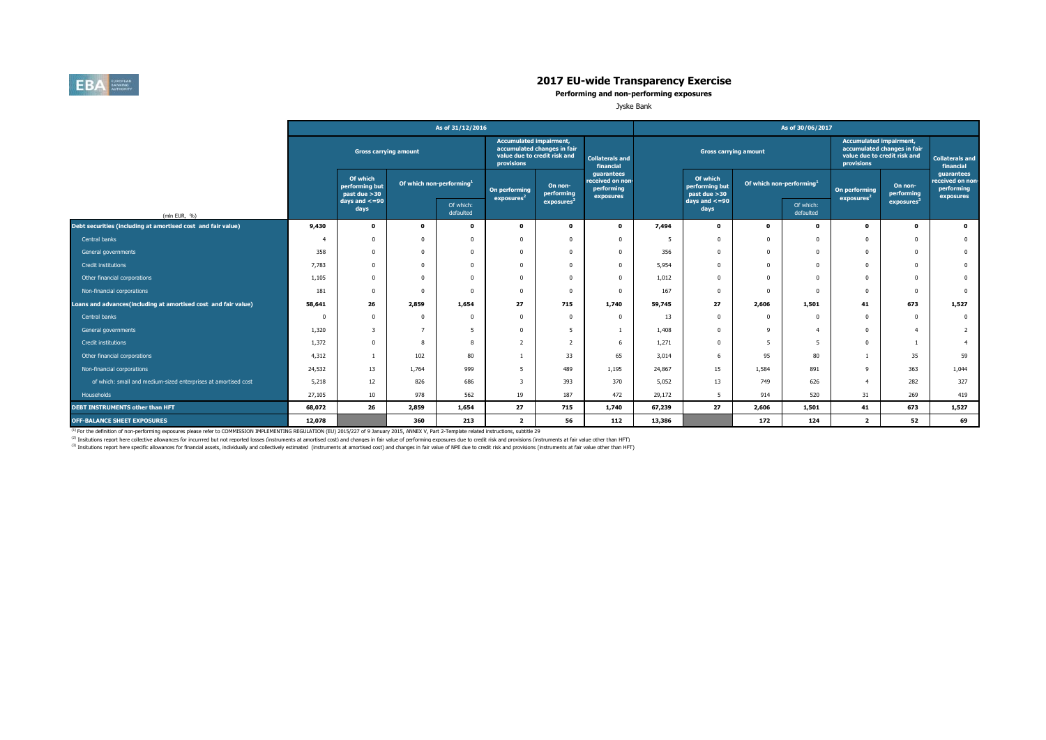# 2017 EU-wide Transparency Exercise

**Performing and non-performing exposures**

Jyske Bank

| (mln EUR, %) | As of 31/12/2016 | | | | | | | As of 30/06/2017 | | | | | | |
|---|---|---|---|---|---|---|---|---|---|---|---|---|---|---|
| | Gross carrying amount | | | | Accumulated impairment, accumulated changes in fair value due to credit risk and provisions | | Collaterals and financial guarantees received on non-performing exposures | Gross carrying amount | | | | Accumulated impairment, accumulated changes in fair value due to credit risk and provisions | | Collaterals and financial guarantees received on non-performing exposures |
| | | Of which performing but past due >30 days and <=90 days | Of which non-performing[1] | | On performing exposures[2] | On non-performing exposures[3] | | | Of which performing but past due >30 days and <=90 days | Of which non-performing[1] | | On performing exposures[2] | On non-performing exposures[3] | |
| | | | | Of which: defaulted | | | | | | | Of which: defaulted | | | |
| **Debt securities (including at amortised cost and fair value)** | **9,430** | **0** | **0** | **0** | **0** | **0** | **0** | **7,494** | **0** | **0** | **0** | **0** | **0** | **0** |
| Central banks | 4 | 0 | 0 | 0 | 0 | 0 | 0 | 5 | 0 | 0 | 0 | 0 | 0 | 0 |
| General governments | 358 | 0 | 0 | 0 | 0 | 0 | 0 | 356 | 0 | 0 | 0 | 0 | 0 | 0 |
| Credit institutions | 7,783 | 0 | 0 | 0 | 0 | 0 | 0 | 5,954 | 0 | 0 | 0 | 0 | 0 | 0 |
| Other financial corporations | 1,105 | 0 | 0 | 0 | 0 | 0 | 0 | 1,012 | 0 | 0 | 0 | 0 | 0 | 0 |
| Non-financial corporations | 181 | 0 | 0 | 0 | 0 | 0 | 0 | 167 | 0 | 0 | 0 | 0 | 0 | 0 |
| **Loans and advances(including at amortised cost and fair value)** | **58,641** | **26** | **2,859** | **1,654** | **27** | **715** | **1,740** | **59,745** | **27** | **2,606** | **1,501** | **41** | **673** | **1,527** |
| Central banks | 0 | 0 | 0 | 0 | 0 | 0 | 0 | 13 | 0 | 0 | 0 | 0 | 0 | 0 |
| General governments | 1,320 | 3 | 7 | 5 | 0 | 5 | 1 | 1,408 | 0 | 9 | 4 | 0 | 4 | 2 |
| Credit institutions | 1,372 | 0 | 8 | 8 | 2 | 2 | 6 | 1,271 | 0 | 5 | 5 | 0 | 1 | 4 |
| Other financial corporations | 4,312 | 1 | 102 | 80 | 1 | 33 | 65 | 3,014 | 6 | 95 | 80 | 1 | 35 | 59 |
| Non-financial corporations | 24,532 | 13 | 1,764 | 999 | 5 | 489 | 1,195 | 24,867 | 15 | 1,584 | 891 | 9 | 363 | 1,044 |
| of which: small and medium-sized enterprises at amortised cost | 5,218 | 12 | 826 | 686 | 3 | 393 | 370 | 5,052 | 13 | 749 | 626 | 4 | 282 | 327 |
| Households | 27,105 | 10 | 978 | 562 | 19 | 187 | 472 | 29,172 | 5 | 914 | 520 | 31 | 269 | 419 |
| **DEBT INSTRUMENTS other than HFT** | **68,072** | **26** | **2,859** | **1,654** | **27** | **715** | **1,740** | **67,239** | **27** | **2,606** | **1,501** | **41** | **673** | **1,527** |
| **OFF-BALANCE SHEET EXPOSURES** | **12,078** | | **360** | **213** | **2** | **56** | **112** | **13,386** | | **172** | **124** | **2** | **52** | **69** |

[1] For the definition of non-performing exposures please refer to COMMISSION IMPLEMENTING REGULATION (EU) 2015/227 of 9 January 2015, ANNEX V, Part 2-Template related instructions, subtitle 29

[2] Insitutions report here collective allowances for incurrred but not reported losses (instruments at amortised cost) and changes in fair value of performing exposures due to credit risk and provisions (instruments at fair value other than HFT)

[3] Insitutions report here specific allowances for financial assets, individually and collectively estimated (instruments at amortised cost) and changes in fair value of NPE due to credit risk and provisions (instruments at fair value other than HFT)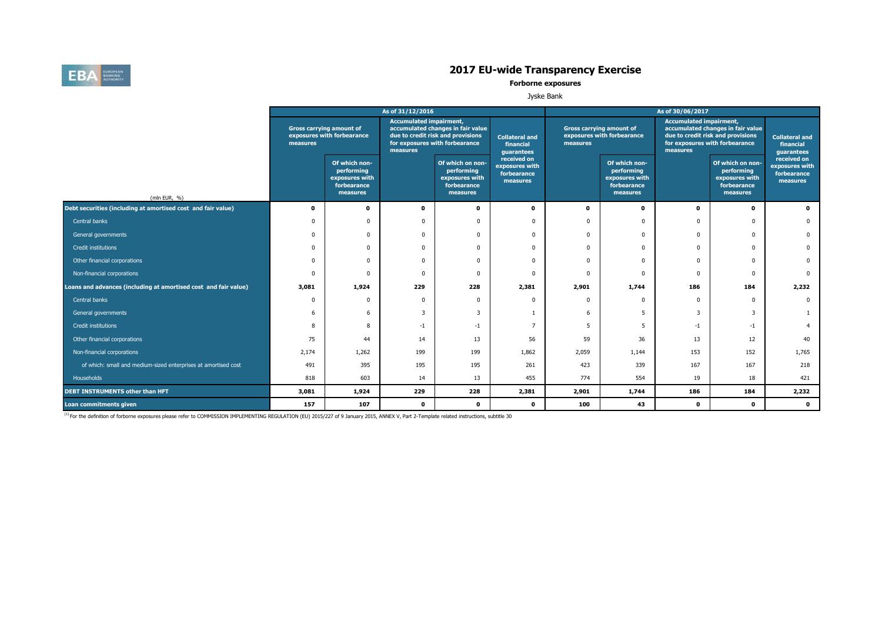# 2017 EU-wide Transparency Exercise

## Forborne exposures

Jyske Bank

| (mln EUR, %) | As of 31/12/2016 | | | | | As of 30/06/2017 | | | | |
|---|---|---|---|---|---|---|---|---|---|---|
| | Gross carrying amount of exposures with forbearance measures | | Accumulated impairment, accumulated changes in fair value due to credit risk and provisions for exposures with forbearance measures | | Collateral and financial guarantees received on exposures with forbearance measures | Gross carrying amount of exposures with forbearance measures | | Accumulated impairment, accumulated changes in fair value due to credit risk and provisions for exposures with forbearance measures | | Collateral and financial guarantees received on exposures with forbearance measures |
| | | Of which non-performing exposures with forbearance measures | | Of which on non-performing exposures with forbearance measures | | | Of which non-performing exposures with forbearance measures | | Of which on non-performing exposures with forbearance measures | |
| **Debt securities (including at amortised cost and fair value)** | **0** | **0** | **0** | **0** | **0** | **0** | **0** | **0** | **0** | **0** |
| Central banks | 0 | 0 | 0 | 0 | 0 | 0 | 0 | 0 | 0 | 0 |
| General governments | 0 | 0 | 0 | 0 | 0 | 0 | 0 | 0 | 0 | 0 |
| Credit institutions | 0 | 0 | 0 | 0 | 0 | 0 | 0 | 0 | 0 | 0 |
| Other financial corporations | 0 | 0 | 0 | 0 | 0 | 0 | 0 | 0 | 0 | 0 |
| Non-financial corporations | 0 | 0 | 0 | 0 | 0 | 0 | 0 | 0 | 0 | 0 |
| **Loans and advances (including at amortised cost and fair value)** | **3,081** | **1,924** | **229** | **228** | **2,381** | **2,901** | **1,744** | **186** | **184** | **2,232** |
| Central banks | 0 | 0 | 0 | 0 | 0 | 0 | 0 | 0 | 0 | 0 |
| General governments | 6 | 6 | 3 | 3 | 1 | 6 | 5 | 3 | 3 | 1 |
| Credit institutions | 8 | 8 | -1 | -1 | 7 | 5 | 5 | -1 | -1 | 4 |
| Other financial corporations | 75 | 44 | 14 | 13 | 56 | 59 | 36 | 13 | 12 | 40 |
| Non-financial corporations | 2,174 | 1,262 | 199 | 199 | 1,862 | 2,059 | 1,144 | 153 | 152 | 1,765 |
| of which: small and medium-sized enterprises at amortised cost | 491 | 395 | 195 | 195 | 261 | 423 | 339 | 167 | 167 | 218 |
| Households | 818 | 603 | 14 | 13 | 455 | 774 | 554 | 19 | 18 | 421 |
| **DEBT INSTRUMENTS other than HFT** | **3,081** | **1,924** | **229** | **228** | **2,381** | **2,901** | **1,744** | **186** | **184** | **2,232** |
| **Loan commitments given** | **157** | **107** | **0** | **0** | **0** | **100** | **43** | **0** | **0** | **0** |

[1] For the definition of forborne exposures please refer to COMMISSION IMPLEMENTING REGULATION (EU) 2015/227 of 9 January 2015, ANNEX V, Part 2-Template related instructions, subtitle 30